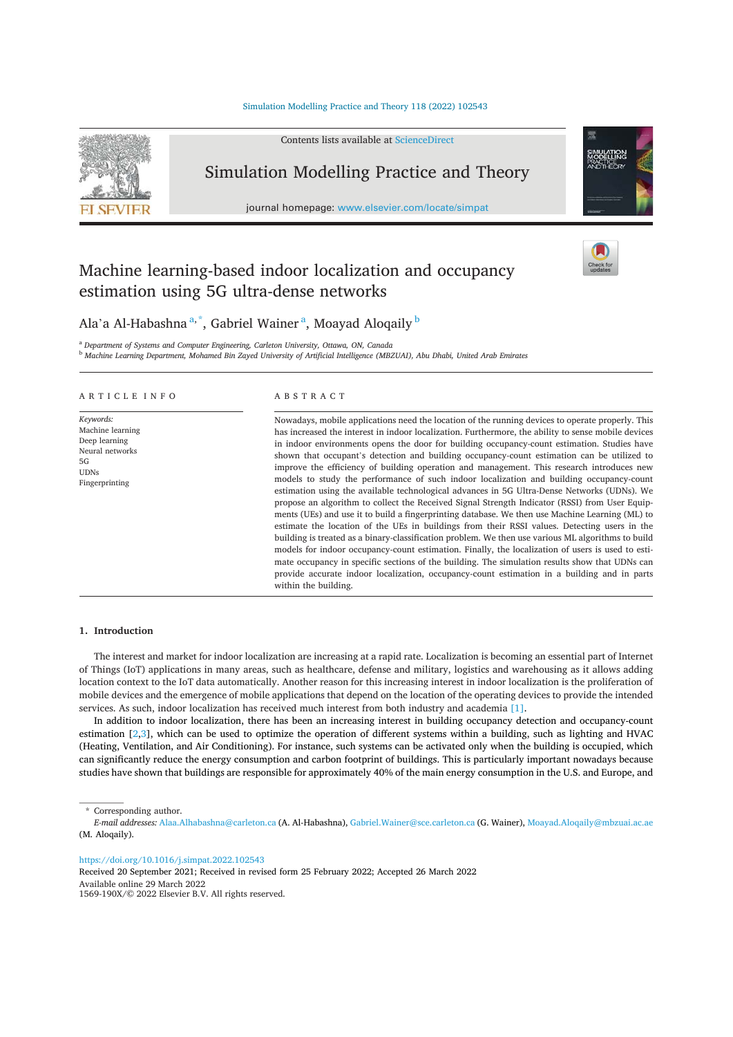# Machine learning-based indoor localization and occupancy estimation using 5G ultra-dense networks

Ala'a Al-Habashna [a,*], Gabriel Wainer [a], Moayad Aloqaily [b]

[a] *Department of Systems and Computer Engineering, Carleton University, Ottawa, ON, Canada*
[b] *Machine Learning Department, Mohamed Bin Zayed University of Artificial Intelligence (MBZUAI), Abu Dhabi, United Arab Emirates*

## ARTICLE INFO

*Keywords:*
Machine learning
Deep learning
Neural networks
5G
UDNs
Fingerprinting

## ABSTRACT

Nowadays, mobile applications need the location of the running devices to operate properly. This has increased the interest in indoor localization. Furthermore, the ability to sense mobile devices in indoor environments opens the door for building occupancy-count estimation. Studies have shown that occupant's detection and building occupancy-count estimation can be utilized to improve the efficiency of building operation and management. This research introduces new models to study the performance of such indoor localization and building occupancy-count estimation using the available technological advances in 5G Ultra-Dense Networks (UDNs). We propose an algorithm to collect the Received Signal Strength Indicator (RSSI) from User Equipments (UEs) and use it to build a fingerprinting database. We then use Machine Learning (ML) to estimate the location of the UEs in buildings from their RSSI values. Detecting users in the building is treated as a binary-classification problem. We then use various ML algorithms to build models for indoor occupancy-count estimation. Finally, the localization of users is used to estimate occupancy in specific sections of the building. The simulation results show that UDNs can provide accurate indoor localization, occupancy-count estimation in a building and in parts within the building.

## 1. Introduction

The interest and market for indoor localization are increasing at a rapid rate. Localization is becoming an essential part of Internet of Things (IoT) applications in many areas, such as healthcare, defense and military, logistics and warehousing as it allows adding location context to the IoT data automatically. Another reason for this increasing interest in indoor localization is the proliferation of mobile devices and the emergence of mobile applications that depend on the location of the operating devices to provide the intended services. As such, indoor localization has received much interest from both industry and academia [1].

In addition to indoor localization, there has been an increasing interest in building occupancy detection and occupancy-count estimation [2,3], which can be used to optimize the operation of different systems within a building, such as lighting and HVAC (Heating, Ventilation, and Air Conditioning). For instance, such systems can be activated only when the building is occupied, which can significantly reduce the energy consumption and carbon footprint of buildings. This is particularly important nowadays because studies have shown that buildings are responsible for approximately 40% of the main energy consumption in the U.S. and Europe, and

---

\* Corresponding author.
*E-mail addresses:* Alaa.Alhabashna@carleton.ca (A. Al-Habashna), Gabriel.Wainer@sce.carleton.ca (G. Wainer), Moayad.Aloqaily@mbzuai.ac.ae (M. Aloqaily).

https://doi.org/10.1016/j.simpat.2022.102543
Received 20 September 2021; Received in revised form 25 February 2022; Accepted 26 March 2022
Available online 29 March 2022
1569-190X/© 2022 Elsevier B.V. All rights reserved.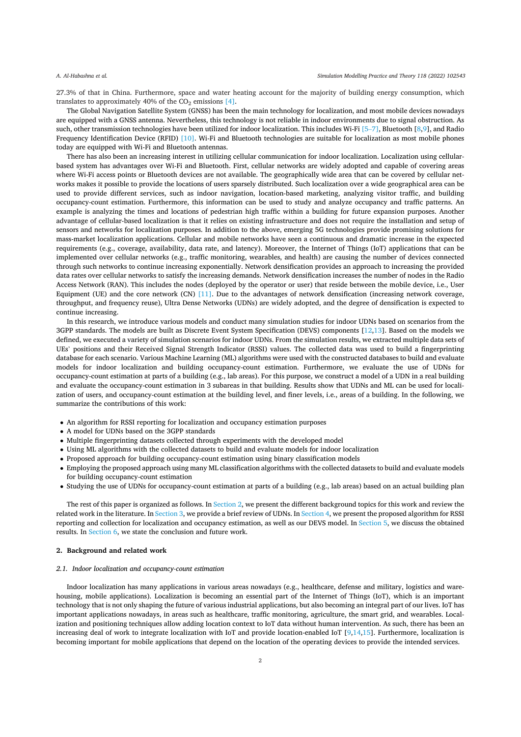27.3% of that in China. Furthermore, space and water heating account for the majority of building energy consumption, which translates to approximately 40% of the $CO_2$ emissions [4].

The Global Navigation Satellite System (GNSS) has been the main technology for localization, and most mobile devices nowadays are equipped with a GNSS antenna. Nevertheless, this technology is not reliable in indoor environments due to signal obstruction. As such, other transmission technologies have been utilized for indoor localization. This includes Wi-Fi [5–7], Bluetooth [8,9], and Radio Frequency Identification Device (RFID) [10]. Wi-Fi and Bluetooth technologies are suitable for localization as most mobile phones today are equipped with Wi-Fi and Bluetooth antennas.

There has also been an increasing interest in utilizing cellular communication for indoor localization. Localization using cellular-based system has advantages over Wi-Fi and Bluetooth. First, cellular networks are widely adopted and capable of covering areas where Wi-Fi access points or Bluetooth devices are not available. The geographically wide area that can be covered by cellular networks makes it possible to provide the locations of users sparsely distributed. Such localization over a wide geographical area can be used to provide different services, such as indoor navigation, location-based marketing, analyzing visitor traffic, and building occupancy-count estimation. Furthermore, this information can be used to study and analyze occupancy and traffic patterns. An example is analyzing the times and locations of pedestrian high traffic within a building for future expansion purposes. Another advantage of cellular-based localization is that it relies on existing infrastructure and does not require the installation and setup of sensors and networks for localization purposes. In addition to the above, emerging 5G technologies provide promising solutions for mass-market localization applications. Cellular and mobile networks have seen a continuous and dramatic increase in the expected requirements (e.g., coverage, availability, data rate, and latency). Moreover, the Internet of Things (IoT) applications that can be implemented over cellular networks (e.g., traffic monitoring, wearables, and health) are causing the number of devices connected through such networks to continue increasing exponentially. Network densification provides an approach to increasing the provided data rates over cellular networks to satisfy the increasing demands. Network densification increases the number of nodes in the Radio Access Network (RAN). This includes the nodes (deployed by the operator or user) that reside between the mobile device, i.e., User Equipment (UE) and the core network (CN) [11]. Due to the advantages of network densification (increasing network coverage, throughput, and frequency reuse), Ultra Dense Networks (UDNs) are widely adopted, and the degree of densification is expected to continue increasing.

In this research, we introduce various models and conduct many simulation studies for indoor UDNs based on scenarios from the 3GPP standards. The models are built as Discrete Event System Specification (DEVS) components [12,13]. Based on the models we defined, we executed a variety of simulation scenarios for indoor UDNs. From the simulation results, we extracted multiple data sets of UEs' positions and their Received Signal Strength Indicator (RSSI) values. The collected data was used to build a fingerprinting database for each scenario. Various Machine Learning (ML) algorithms were used with the constructed databases to build and evaluate models for indoor localization and building occupancy-count estimation. Furthermore, we evaluate the use of UDNs for occupancy-count estimation at parts of a building (e.g., lab areas). For this purpose, we construct a model of a UDN in a real building and evaluate the occupancy-count estimation in 3 subareas in that building. Results show that UDNs and ML can be used for localization of users, and occupancy-count estimation at the building level, and finer levels, i.e., areas of a building. In the following, we summarize the contributions of this work:

- An algorithm for RSSI reporting for localization and occupancy estimation purposes
- A model for UDNs based on the 3GPP standards
- Multiple fingerprinting datasets collected through experiments with the developed model
- Using ML algorithms with the collected datasets to build and evaluate models for indoor localization
- Proposed approach for building occupancy-count estimation using binary classification models
- Employing the proposed approach using many ML classification algorithms with the collected datasets to build and evaluate models for building occupancy-count estimation
- Studying the use of UDNs for occupancy-count estimation at parts of a building (e.g., lab areas) based on an actual building plan

The rest of this paper is organized as follows. In Section 2, we present the different background topics for this work and review the related work in the literature. In Section 3, we provide a brief review of UDNs. In Section 4, we present the proposed algorithm for RSSI reporting and collection for localization and occupancy estimation, as well as our DEVS model. In Section 5, we discuss the obtained results. In Section 6, we state the conclusion and future work.

## 2. Background and related work

### 2.1. Indoor localization and occupancy-count estimation

Indoor localization has many applications in various areas nowadays (e.g., healthcare, defense and military, logistics and warehousing, mobile applications). Localization is becoming an essential part of the Internet of Things (IoT), which is an important technology that is not only shaping the future of various industrial applications, but also becoming an integral part of our lives. IoT has important applications nowadays, in areas such as healthcare, traffic monitoring, agriculture, the smart grid, and wearables. Localization and positioning techniques allow adding location context to IoT data without human intervention. As such, there has been an increasing deal of work to integrate localization with IoT and provide location-enabled IoT [9,14,15]. Furthermore, localization is becoming important for mobile applications that depend on the location of the operating devices to provide the intended services.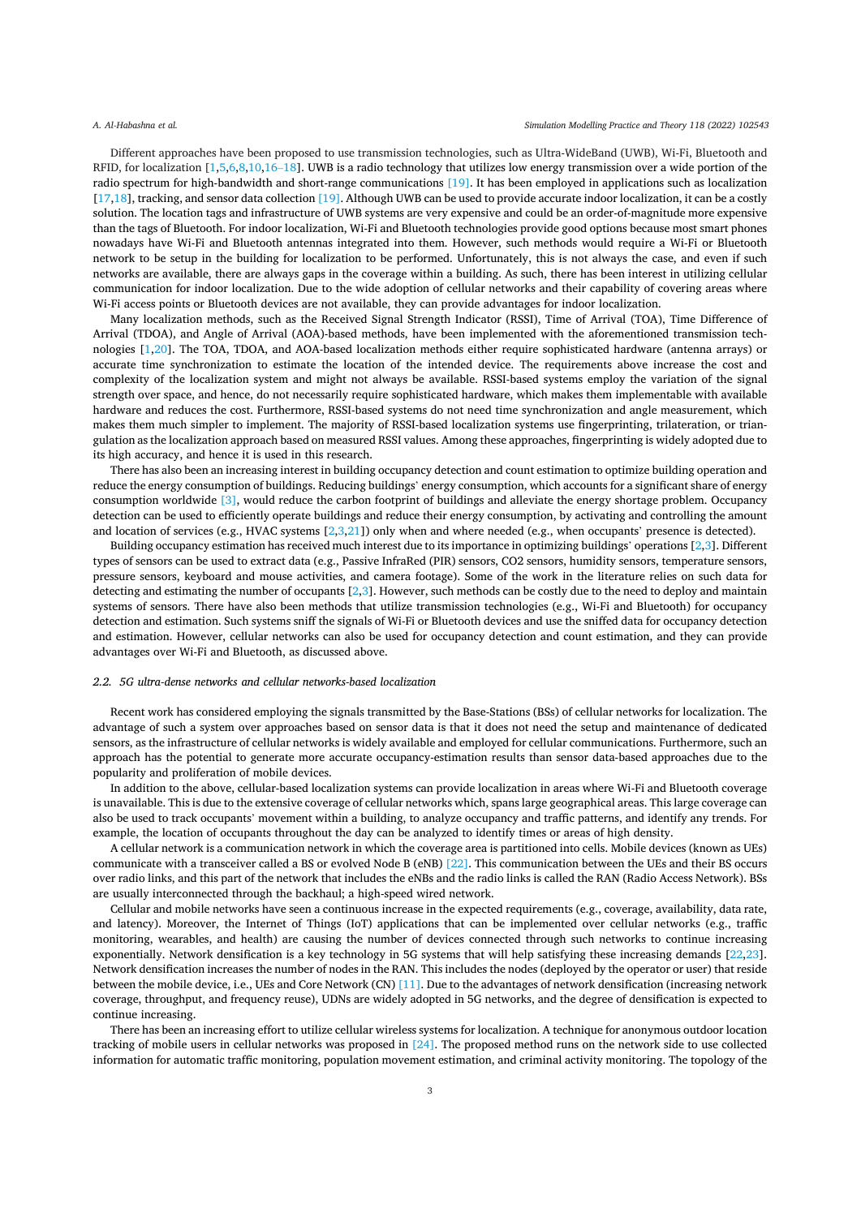Different approaches have been proposed to use transmission technologies, such as Ultra-WideBand (UWB), Wi-Fi, Bluetooth and RFID, for localization [1,5,6,8,10,16–18]. UWB is a radio technology that utilizes low energy transmission over a wide portion of the radio spectrum for high-bandwidth and short-range communications [19]. It has been employed in applications such as localization [17,18], tracking, and sensor data collection [19]. Although UWB can be used to provide accurate indoor localization, it can be a costly solution. The location tags and infrastructure of UWB systems are very expensive and could be an order-of-magnitude more expensive than the tags of Bluetooth. For indoor localization, Wi-Fi and Bluetooth technologies provide good options because most smart phones nowadays have Wi-Fi and Bluetooth antennas integrated into them. However, such methods would require a Wi-Fi or Bluetooth network to be setup in the building for localization to be performed. Unfortunately, this is not always the case, and even if such networks are available, there are always gaps in the coverage within a building. As such, there has been interest in utilizing cellular communication for indoor localization. Due to the wide adoption of cellular networks and their capability of covering areas where Wi-Fi access points or Bluetooth devices are not available, they can provide advantages for indoor localization.

Many localization methods, such as the Received Signal Strength Indicator (RSSI), Time of Arrival (TOA), Time Difference of Arrival (TDOA), and Angle of Arrival (AOA)-based methods, have been implemented with the aforementioned transmission technologies [1,20]. The TOA, TDOA, and AOA-based localization methods either require sophisticated hardware (antenna arrays) or accurate time synchronization to estimate the location of the intended device. The requirements above increase the cost and complexity of the localization system and might not always be available. RSSI-based systems employ the variation of the signal strength over space, and hence, do not necessarily require sophisticated hardware, which makes them implementable with available hardware and reduces the cost. Furthermore, RSSI-based systems do not need time synchronization and angle measurement, which makes them much simpler to implement. The majority of RSSI-based localization systems use fingerprinting, trilateration, or triangulation as the localization approach based on measured RSSI values. Among these approaches, fingerprinting is widely adopted due to its high accuracy, and hence it is used in this research.

There has also been an increasing interest in building occupancy detection and count estimation to optimize building operation and reduce the energy consumption of buildings. Reducing buildings' energy consumption, which accounts for a significant share of energy consumption worldwide [3], would reduce the carbon footprint of buildings and alleviate the energy shortage problem. Occupancy detection can be used to efficiently operate buildings and reduce their energy consumption, by activating and controlling the amount and location of services (e.g., HVAC systems [2,3,21]) only when and where needed (e.g., when occupants' presence is detected).

Building occupancy estimation has received much interest due to its importance in optimizing buildings' operations [2,3]. Different types of sensors can be used to extract data (e.g., Passive InfraRed (PIR) sensors, CO2 sensors, humidity sensors, temperature sensors, pressure sensors, keyboard and mouse activities, and camera footage). Some of the work in the literature relies on such data for detecting and estimating the number of occupants [2,3]. However, such methods can be costly due to the need to deploy and maintain systems of sensors. There have also been methods that utilize transmission technologies (e.g., Wi-Fi and Bluetooth) for occupancy detection and estimation. Such systems sniff the signals of Wi-Fi or Bluetooth devices and use the sniffed data for occupancy detection and estimation. However, cellular networks can also be used for occupancy detection and count estimation, and they can provide advantages over Wi-Fi and Bluetooth, as discussed above.

### 2.2. 5G ultra-dense networks and cellular networks-based localization

Recent work has considered employing the signals transmitted by the Base-Stations (BSs) of cellular networks for localization. The advantage of such a system over approaches based on sensor data is that it does not need the setup and maintenance of dedicated sensors, as the infrastructure of cellular networks is widely available and employed for cellular communications. Furthermore, such an approach has the potential to generate more accurate occupancy-estimation results than sensor data-based approaches due to the popularity and proliferation of mobile devices.

In addition to the above, cellular-based localization systems can provide localization in areas where Wi-Fi and Bluetooth coverage is unavailable. This is due to the extensive coverage of cellular networks which, spans large geographical areas. This large coverage can also be used to track occupants' movement within a building, to analyze occupancy and traffic patterns, and identify any trends. For example, the location of occupants throughout the day can be analyzed to identify times or areas of high density.

A cellular network is a communication network in which the coverage area is partitioned into cells. Mobile devices (known as UEs) communicate with a transceiver called a BS or evolved Node B (eNB) [22]. This communication between the UEs and their BS occurs over radio links, and this part of the network that includes the eNBs and the radio links is called the RAN (Radio Access Network). BSs are usually interconnected through the backhaul; a high-speed wired network.

Cellular and mobile networks have seen a continuous increase in the expected requirements (e.g., coverage, availability, data rate, and latency). Moreover, the Internet of Things (IoT) applications that can be implemented over cellular networks (e.g., traffic monitoring, wearables, and health) are causing the number of devices connected through such networks to continue increasing exponentially. Network densification is a key technology in 5G systems that will help satisfying these increasing demands [22,23]. Network densification increases the number of nodes in the RAN. This includes the nodes (deployed by the operator or user) that reside between the mobile device, i.e., UEs and Core Network (CN) [11]. Due to the advantages of network densification (increasing network coverage, throughput, and frequency reuse), UDNs are widely adopted in 5G networks, and the degree of densification is expected to continue increasing.

There has been an increasing effort to utilize cellular wireless systems for localization. A technique for anonymous outdoor location tracking of mobile users in cellular networks was proposed in [24]. The proposed method runs on the network side to use collected information for automatic traffic monitoring, population movement estimation, and criminal activity monitoring. The topology of the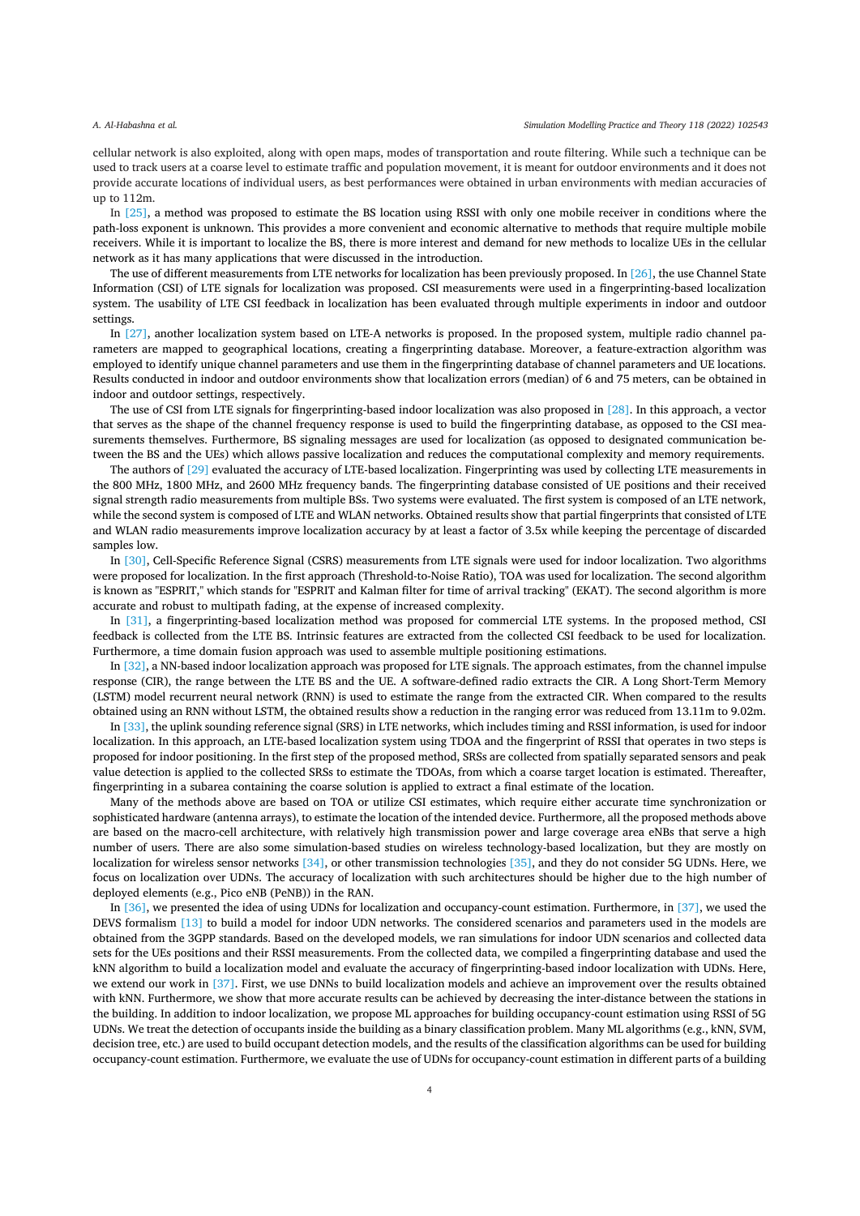cellular network is also exploited, along with open maps, modes of transportation and route filtering. While such a technique can be used to track users at a coarse level to estimate traffic and population movement, it is meant for outdoor environments and it does not provide accurate locations of individual users, as best performances were obtained in urban environments with median accuracies of up to 112m.

In [25], a method was proposed to estimate the BS location using RSSI with only one mobile receiver in conditions where the path-loss exponent is unknown. This provides a more convenient and economic alternative to methods that require multiple mobile receivers. While it is important to localize the BS, there is more interest and demand for new methods to localize UEs in the cellular network as it has many applications that were discussed in the introduction.

The use of different measurements from LTE networks for localization has been previously proposed. In [26], the use Channel State Information (CSI) of LTE signals for localization was proposed. CSI measurements were used in a fingerprinting-based localization system. The usability of LTE CSI feedback in localization has been evaluated through multiple experiments in indoor and outdoor settings.

In [27], another localization system based on LTE-A networks is proposed. In the proposed system, multiple radio channel parameters are mapped to geographical locations, creating a fingerprinting database. Moreover, a feature-extraction algorithm was employed to identify unique channel parameters and use them in the fingerprinting database of channel parameters and UE locations. Results conducted in indoor and outdoor environments show that localization errors (median) of 6 and 75 meters, can be obtained in indoor and outdoor settings, respectively.

The use of CSI from LTE signals for fingerprinting-based indoor localization was also proposed in [28]. In this approach, a vector that serves as the shape of the channel frequency response is used to build the fingerprinting database, as opposed to the CSI measurements themselves. Furthermore, BS signaling messages are used for localization (as opposed to designated communication between the BS and the UEs) which allows passive localization and reduces the computational complexity and memory requirements.

The authors of [29] evaluated the accuracy of LTE-based localization. Fingerprinting was used by collecting LTE measurements in the 800 MHz, 1800 MHz, and 2600 MHz frequency bands. The fingerprinting database consisted of UE positions and their received signal strength radio measurements from multiple BSs. Two systems were evaluated. The first system is composed of an LTE network, while the second system is composed of LTE and WLAN networks. Obtained results show that partial fingerprints that consisted of LTE and WLAN radio measurements improve localization accuracy by at least a factor of 3.5x while keeping the percentage of discarded samples low.

In [30], Cell-Specific Reference Signal (CSRS) measurements from LTE signals were used for indoor localization. Two algorithms were proposed for localization. In the first approach (Threshold-to-Noise Ratio), TOA was used for localization. The second algorithm is known as "ESPRIT," which stands for "ESPRIT and Kalman filter for time of arrival tracking" (EKAT). The second algorithm is more accurate and robust to multipath fading, at the expense of increased complexity.

In [31], a fingerprinting-based localization method was proposed for commercial LTE systems. In the proposed method, CSI feedback is collected from the LTE BS. Intrinsic features are extracted from the collected CSI feedback to be used for localization. Furthermore, a time domain fusion approach was used to assemble multiple positioning estimations.

In [32], a NN-based indoor localization approach was proposed for LTE signals. The approach estimates, from the channel impulse response (CIR), the range between the LTE BS and the UE. A software-defined radio extracts the CIR. A Long Short-Term Memory (LSTM) model recurrent neural network (RNN) is used to estimate the range from the extracted CIR. When compared to the results obtained using an RNN without LSTM, the obtained results show a reduction in the ranging error was reduced from 13.11m to 9.02m.

In [33], the uplink sounding reference signal (SRS) in LTE networks, which includes timing and RSSI information, is used for indoor localization. In this approach, an LTE-based localization system using TDOA and the fingerprint of RSSI that operates in two steps is proposed for indoor positioning. In the first step of the proposed method, SRSs are collected from spatially separated sensors and peak value detection is applied to the collected SRSs to estimate the TDOAs, from which a coarse target location is estimated. Thereafter, fingerprinting in a subarea containing the coarse solution is applied to extract a final estimate of the location.

Many of the methods above are based on TOA or utilize CSI estimates, which require either accurate time synchronization or sophisticated hardware (antenna arrays), to estimate the location of the intended device. Furthermore, all the proposed methods above are based on the macro-cell architecture, with relatively high transmission power and large coverage area eNBs that serve a high number of users. There are also some simulation-based studies on wireless technology-based localization, but they are mostly on localization for wireless sensor networks [34], or other transmission technologies [35], and they do not consider 5G UDNs. Here, we focus on localization over UDNs. The accuracy of localization with such architectures should be higher due to the high number of deployed elements (e.g., Pico eNB (PeNB)) in the RAN.

In [36], we presented the idea of using UDNs for localization and occupancy-count estimation. Furthermore, in [37], we used the DEVS formalism [13] to build a model for indoor UDN networks. The considered scenarios and parameters used in the models are obtained from the 3GPP standards. Based on the developed models, we ran simulations for indoor UDN scenarios and collected data sets for the UEs positions and their RSSI measurements. From the collected data, we compiled a fingerprinting database and used the kNN algorithm to build a localization model and evaluate the accuracy of fingerprinting-based indoor localization with UDNs. Here, we extend our work in [37]. First, we use DNNs to build localization models and achieve an improvement over the results obtained with kNN. Furthermore, we show that more accurate results can be achieved by decreasing the inter-distance between the stations in the building. In addition to indoor localization, we propose ML approaches for building occupancy-count estimation using RSSI of 5G UDNs. We treat the detection of occupants inside the building as a binary classification problem. Many ML algorithms (e.g., kNN, SVM, decision tree, etc.) are used to build occupant detection models, and the results of the classification algorithms can be used for building occupancy-count estimation. Furthermore, we evaluate the use of UDNs for occupancy-count estimation in different parts of a building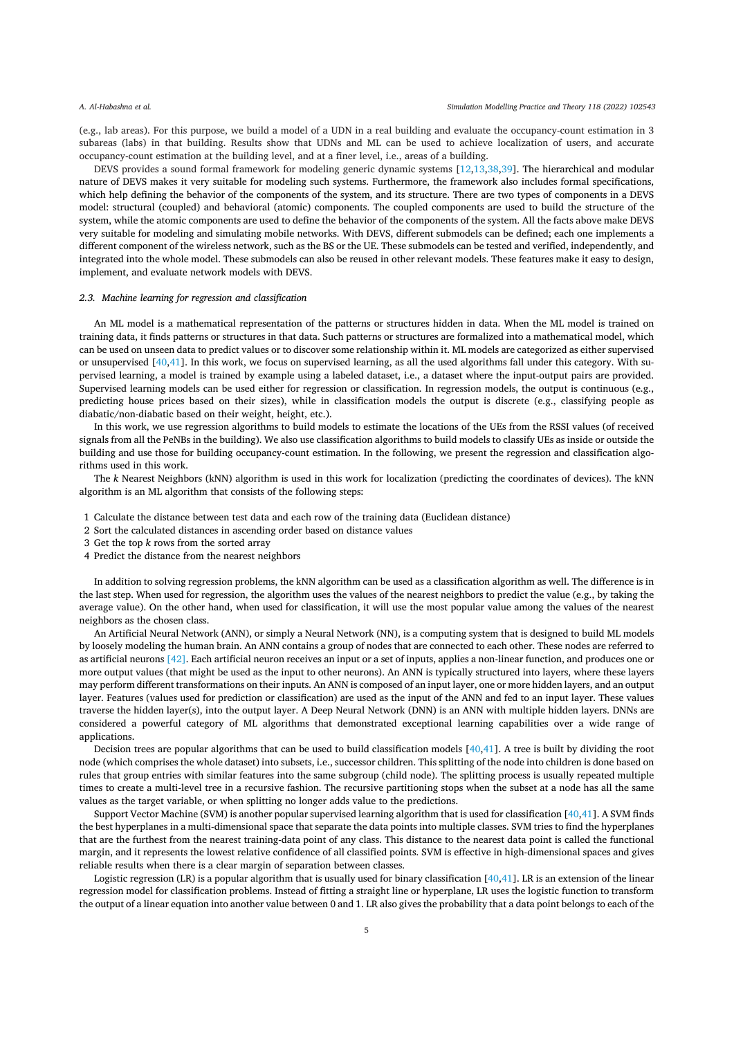(e.g., lab areas). For this purpose, we build a model of a UDN in a real building and evaluate the occupancy-count estimation in 3 subareas (labs) in that building. Results show that UDNs and ML can be used to achieve localization of users, and accurate occupancy-count estimation at the building level, and at a finer level, i.e., areas of a building.

DEVS provides a sound formal framework for modeling generic dynamic systems [12,13,38,39]. The hierarchical and modular nature of DEVS makes it very suitable for modeling such systems. Furthermore, the framework also includes formal specifications, which help defining the behavior of the components of the system, and its structure. There are two types of components in a DEVS model: structural (coupled) and behavioral (atomic) components. The coupled components are used to build the structure of the system, while the atomic components are used to define the behavior of the components of the system. All the facts above make DEVS very suitable for modeling and simulating mobile networks. With DEVS, different submodels can be defined; each one implements a different component of the wireless network, such as the BS or the UE. These submodels can be tested and verified, independently, and integrated into the whole model. These submodels can also be reused in other relevant models. These features make it easy to design, implement, and evaluate network models with DEVS.

### 2.3. Machine learning for regression and classification

An ML model is a mathematical representation of the patterns or structures hidden in data. When the ML model is trained on training data, it finds patterns or structures in that data. Such patterns or structures are formalized into a mathematical model, which can be used on unseen data to predict values or to discover some relationship within it. ML models are categorized as either supervised or unsupervised [40,41]. In this work, we focus on supervised learning, as all the used algorithms fall under this category. With supervised learning, a model is trained by example using a labeled dataset, i.e., a dataset where the input-output pairs are provided. Supervised learning models can be used either for regression or classification. In regression models, the output is continuous (e.g., predicting house prices based on their sizes), while in classification models the output is discrete (e.g., classifying people as diabatic/non-diabatic based on their weight, height, etc.).

In this work, we use regression algorithms to build models to estimate the locations of the UEs from the RSSI values (of received signals from all the PeNBs in the building). We also use classification algorithms to build models to classify UEs as inside or outside the building and use those for building occupancy-count estimation. In the following, we present the regression and classification algorithms used in this work.

The *k* Nearest Neighbors (kNN) algorithm is used in this work for localization (predicting the coordinates of devices). The kNN algorithm is an ML algorithm that consists of the following steps:

1 Calculate the distance between test data and each row of the training data (Euclidean distance)
2 Sort the calculated distances in ascending order based on distance values
3 Get the top *k* rows from the sorted array
4 Predict the distance from the nearest neighbors

In addition to solving regression problems, the kNN algorithm can be used as a classification algorithm as well. The difference is in the last step. When used for regression, the algorithm uses the values of the nearest neighbors to predict the value (e.g., by taking the average value). On the other hand, when used for classification, it will use the most popular value among the values of the nearest neighbors as the chosen class.

An Artificial Neural Network (ANN), or simply a Neural Network (NN), is a computing system that is designed to build ML models by loosely modeling the human brain. An ANN contains a group of nodes that are connected to each other. These nodes are referred to as artificial neurons [42]. Each artificial neuron receives an input or a set of inputs, applies a non-linear function, and produces one or more output values (that might be used as the input to other neurons). An ANN is typically structured into layers, where these layers may perform different transformations on their inputs. An ANN is composed of an input layer, one or more hidden layers, and an output layer. Features (values used for prediction or classification) are used as the input of the ANN and fed to an input layer. These values traverse the hidden layer(s), into the output layer. A Deep Neural Network (DNN) is an ANN with multiple hidden layers. DNNs are considered a powerful category of ML algorithms that demonstrated exceptional learning capabilities over a wide range of applications.

Decision trees are popular algorithms that can be used to build classification models [40,41]. A tree is built by dividing the root node (which comprises the whole dataset) into subsets, i.e., successor children. This splitting of the node into children is done based on rules that group entries with similar features into the same subgroup (child node). The splitting process is usually repeated multiple times to create a multi-level tree in a recursive fashion. The recursive partitioning stops when the subset at a node has all the same values as the target variable, or when splitting no longer adds value to the predictions.

Support Vector Machine (SVM) is another popular supervised learning algorithm that is used for classification [40,41]. A SVM finds the best hyperplanes in a multi-dimensional space that separate the data points into multiple classes. SVM tries to find the hyperplanes that are the furthest from the nearest training-data point of any class. This distance to the nearest data point is called the functional margin, and it represents the lowest relative confidence of all classified points. SVM is effective in high-dimensional spaces and gives reliable results when there is a clear margin of separation between classes.

Logistic regression (LR) is a popular algorithm that is usually used for binary classification [40,41]. LR is an extension of the linear regression model for classification problems. Instead of fitting a straight line or hyperplane, LR uses the logistic function to transform the output of a linear equation into another value between 0 and 1. LR also gives the probability that a data point belongs to each of the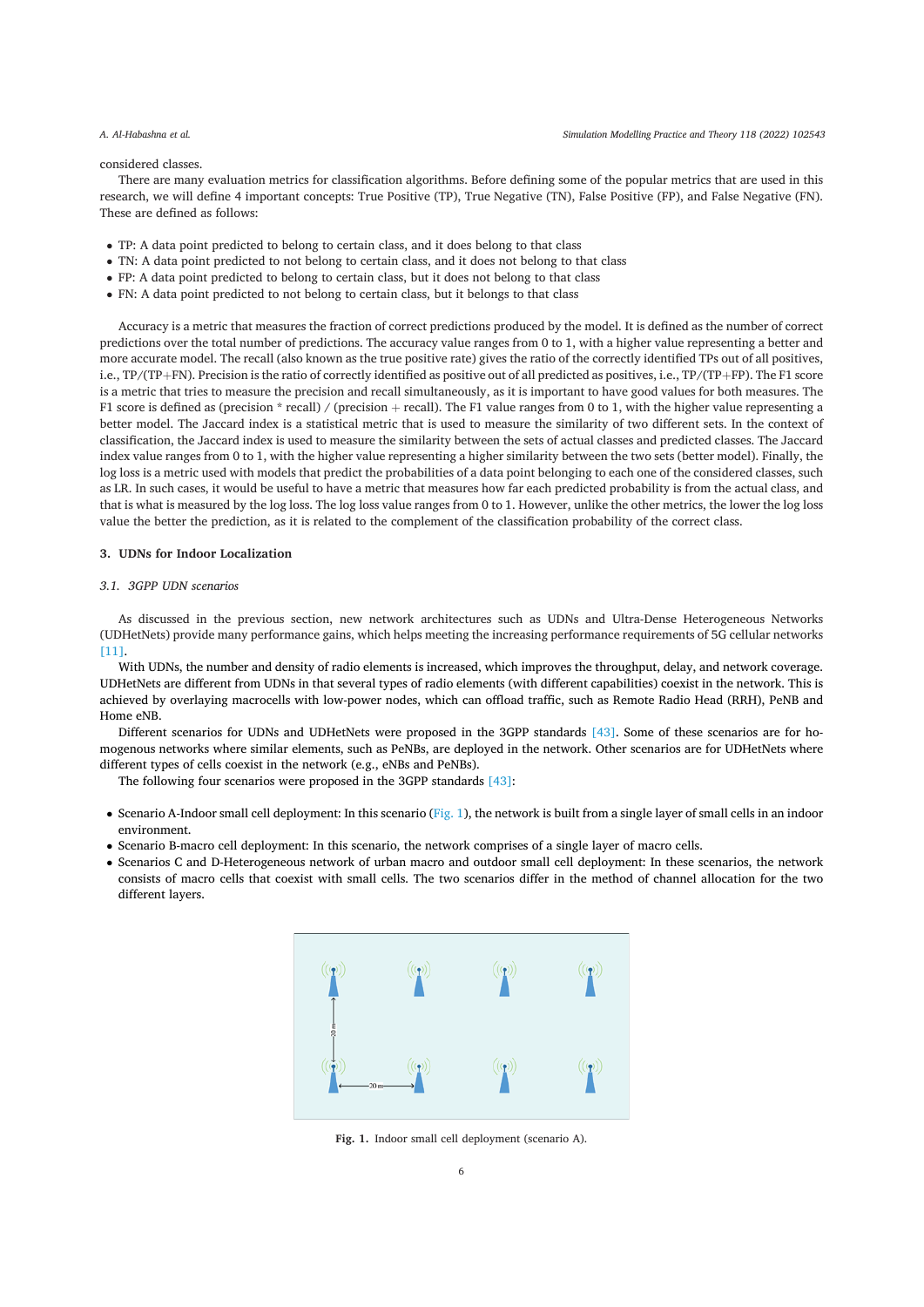considered classes.

There are many evaluation metrics for classification algorithms. Before defining some of the popular metrics that are used in this research, we will define 4 important concepts: True Positive (TP), True Negative (TN), False Positive (FP), and False Negative (FN). These are defined as follows:

- TP: A data point predicted to belong to certain class, and it does belong to that class
- TN: A data point predicted to not belong to certain class, and it does not belong to that class
- FP: A data point predicted to belong to certain class, but it does not belong to that class
- FN: A data point predicted to not belong to certain class, but it belongs to that class

Accuracy is a metric that measures the fraction of correct predictions produced by the model. It is defined as the number of correct predictions over the total number of predictions. The accuracy value ranges from 0 to 1, with a higher value representing a better and more accurate model. The recall (also known as the true positive rate) gives the ratio of the correctly identified TPs out of all positives, i.e., TP/(TP+FN). Precision is the ratio of correctly identified as positive out of all predicted as positives, i.e., TP/(TP+FP). The F1 score is a metric that tries to measure the precision and recall simultaneously, as it is important to have good values for both measures. The F1 score is defined as (precision * recall) / (precision + recall). The F1 value ranges from 0 to 1, with the higher value representing a better model. The Jaccard index is a statistical metric that is used to measure the similarity of two different sets. In the context of classification, the Jaccard index is used to measure the similarity between the sets of actual classes and predicted classes. The Jaccard index value ranges from 0 to 1, with the higher value representing a higher similarity between the two sets (better model). Finally, the log loss is a metric used with models that predict the probabilities of a data point belonging to each one of the considered classes, such as LR. In such cases, it would be useful to have a metric that measures how far each predicted probability is from the actual class, and that is what is measured by the log loss. The log loss value ranges from 0 to 1. However, unlike the other metrics, the lower the log loss value the better the prediction, as it is related to the complement of the classification probability of the correct class.

## 3. UDNs for Indoor Localization

### 3.1. 3GPP UDN scenarios

As discussed in the previous section, new network architectures such as UDNs and Ultra-Dense Heterogeneous Networks (UDHetNets) provide many performance gains, which helps meeting the increasing performance requirements of 5G cellular networks [11].

With UDNs, the number and density of radio elements is increased, which improves the throughput, delay, and network coverage. UDHetNets are different from UDNs in that several types of radio elements (with different capabilities) coexist in the network. This is achieved by overlaying macrocells with low-power nodes, which can offload traffic, such as Remote Radio Head (RRH), PeNB and Home eNB.

Different scenarios for UDNs and UDHetNets were proposed in the 3GPP standards [43]. Some of these scenarios are for homogenous networks where similar elements, such as PeNBs, are deployed in the network. Other scenarios are for UDHetNets where different types of cells coexist in the network (e.g., eNBs and PeNBs).

The following four scenarios were proposed in the 3GPP standards [43]:

- Scenario A-Indoor small cell deployment: In this scenario (Fig. 1), the network is built from a single layer of small cells in an indoor environment.
- Scenario B-macro cell deployment: In this scenario, the network comprises of a single layer of macro cells.
- Scenarios C and D-Heterogeneous network of urban macro and outdoor small cell deployment: In these scenarios, the network consists of macro cells that coexist with small cells. The two scenarios differ in the method of channel allocation for the two different layers.

**Fig. 1.** Indoor small cell deployment (scenario A).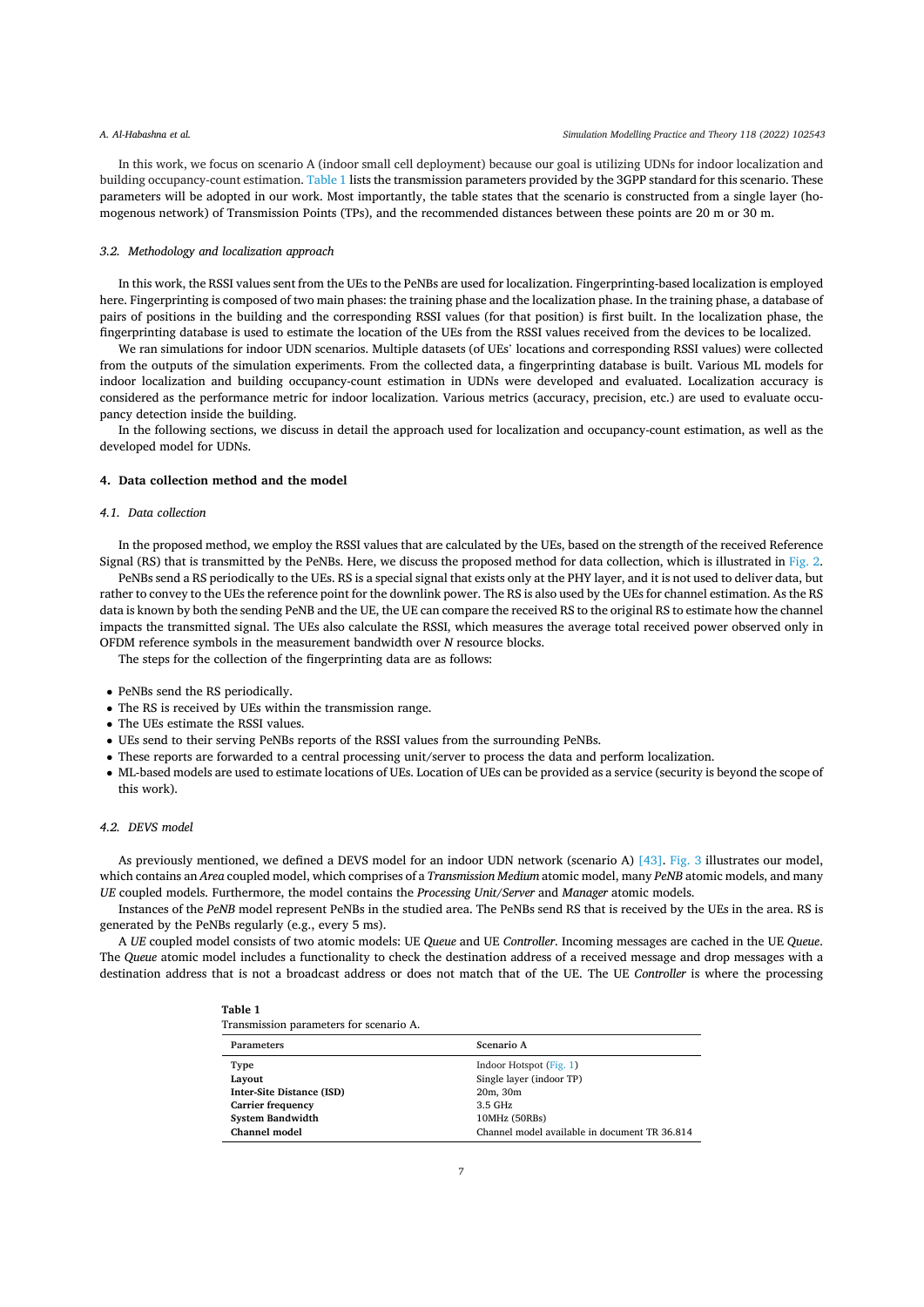In this work, we focus on scenario A (indoor small cell deployment) because our goal is utilizing UDNs for indoor localization and building occupancy-count estimation. Table 1 lists the transmission parameters provided by the 3GPP standard for this scenario. These parameters will be adopted in our work. Most importantly, the table states that the scenario is constructed from a single layer (homogenous network) of Transmission Points (TPs), and the recommended distances between these points are 20 m or 30 m.

### 3.2. Methodology and localization approach

In this work, the RSSI values sent from the UEs to the PeNBs are used for localization. Fingerprinting-based localization is employed here. Fingerprinting is composed of two main phases: the training phase and the localization phase. In the training phase, a database of pairs of positions in the building and the corresponding RSSI values (for that position) is first built. In the localization phase, the fingerprinting database is used to estimate the location of the UEs from the RSSI values received from the devices to be localized.

We ran simulations for indoor UDN scenarios. Multiple datasets (of UEs' locations and corresponding RSSI values) were collected from the outputs of the simulation experiments. From the collected data, a fingerprinting database is built. Various ML models for indoor localization and building occupancy-count estimation in UDNs were developed and evaluated. Localization accuracy is considered as the performance metric for indoor localization. Various metrics (accuracy, precision, etc.) are used to evaluate occupancy detection inside the building.

In the following sections, we discuss in detail the approach used for localization and occupancy-count estimation, as well as the developed model for UDNs.

## 4. Data collection method and the model

### 4.1. Data collection

In the proposed method, we employ the RSSI values that are calculated by the UEs, based on the strength of the received Reference Signal (RS) that is transmitted by the PeNBs. Here, we discuss the proposed method for data collection, which is illustrated in Fig. 2.

PeNBs send a RS periodically to the UEs. RS is a special signal that exists only at the PHY layer, and it is not used to deliver data, but rather to convey to the UEs the reference point for the downlink power. The RS is also used by the UEs for channel estimation. As the RS data is known by both the sending PeNB and the UE, the UE can compare the received RS to the original RS to estimate how the channel impacts the transmitted signal. The UEs also calculate the RSSI, which measures the average total received power observed only in OFDM reference symbols in the measurement bandwidth over *N* resource blocks.

The steps for the collection of the fingerprinting data are as follows:

- PeNBs send the RS periodically.
- The RS is received by UEs within the transmission range.
- The UEs estimate the RSSI values.
- UEs send to their serving PeNBs reports of the RSSI values from the surrounding PeNBs.
- These reports are forwarded to a central processing unit/server to process the data and perform localization.
- ML-based models are used to estimate locations of UEs. Location of UEs can be provided as a service (security is beyond the scope of this work).

### 4.2. DEVS model

As previously mentioned, we defined a DEVS model for an indoor UDN network (scenario A) [43]. Fig. 3 illustrates our model, which contains an *Area* coupled model, which comprises of a *Transmission Medium* atomic model, many *PeNB* atomic models, and many *UE* coupled models. Furthermore, the model contains the *Processing Unit/Server* and *Manager* atomic models.

Instances of the *PeNB* model represent PeNBs in the studied area. The PeNBs send RS that is received by the UEs in the area. RS is generated by the PeNBs regularly (e.g., every 5 ms).

A *UE* coupled model consists of two atomic models: UE *Queue* and UE *Controller*. Incoming messages are cached in the UE *Queue*. The *Queue* atomic model includes a functionality to check the destination address of a received message and drop messages with a destination address that is not a broadcast address or does not match that of the UE. The UE *Controller* is where the processing

**Table 1**
Transmission parameters for scenario A.

| Parameters | Scenario A |
|---|---|
| **Type** | Indoor Hotspot (Fig. 1) |
| **Layout** | Single layer (indoor TP) |
| **Inter-Site Distance (ISD)** | 20m, 30m |
| **Carrier frequency** | 3.5 GHz |
| **System Bandwidth** | 10MHz (50RBs) |
| **Channel model** | Channel model available in document TR 36.814 |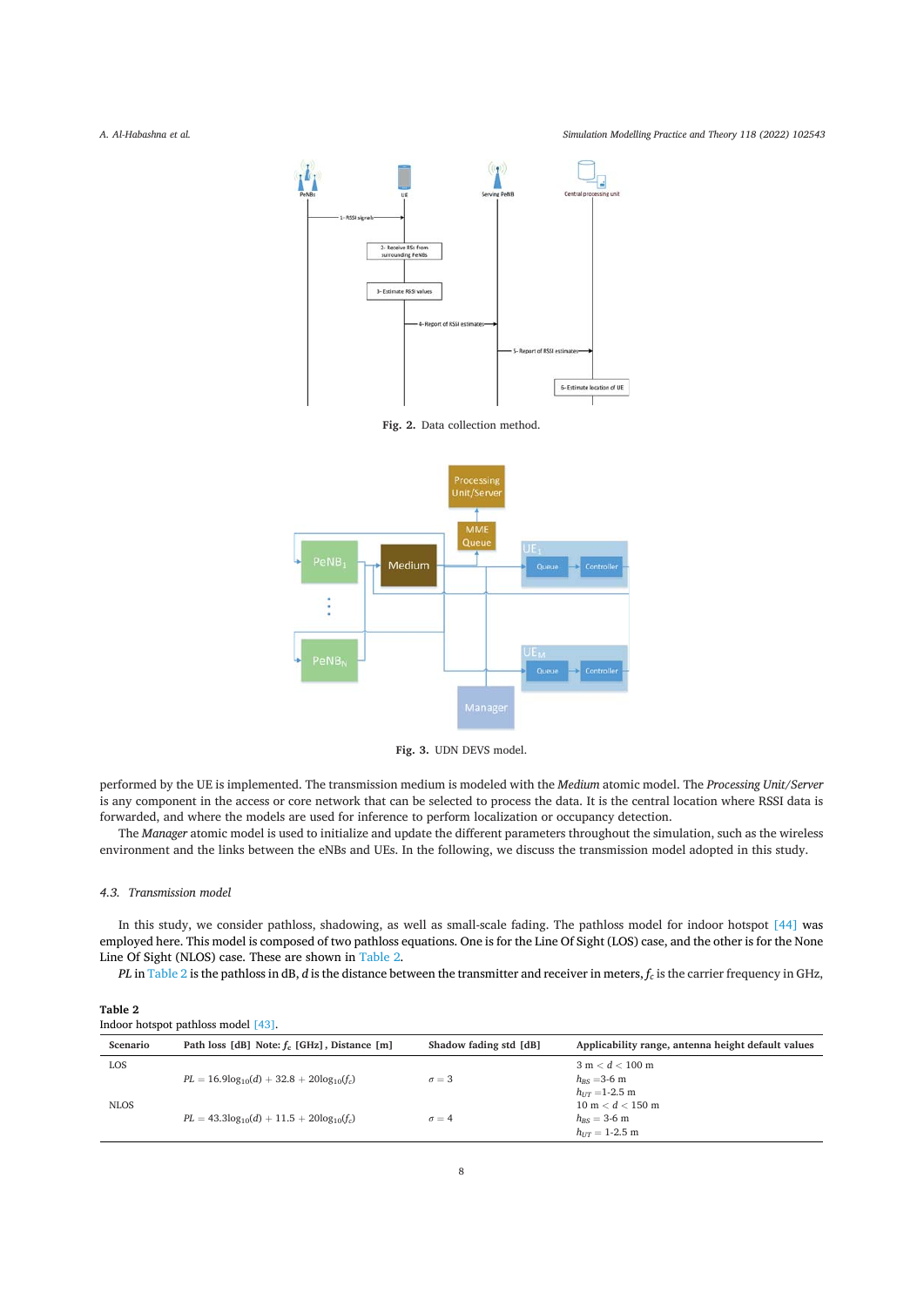Fig. 2. Data collection method.

Fig. 3. UDN DEVS model.

performed by the UE is implemented. The transmission medium is modeled with the *Medium* atomic model. The *Processing Unit/Server* is any component in the access or core network that can be selected to process the data. It is the central location where RSSI data is forwarded, and where the models are used for inference to perform localization or occupancy detection.

The *Manager* atomic model is used to initialize and update the different parameters throughout the simulation, such as the wireless environment and the links between the eNBs and UEs. In the following, we discuss the transmission model adopted in this study.

### 4.3. Transmission model

In this study, we consider pathloss, shadowing, as well as small-scale fading. The pathloss model for indoor hotspot [44] was employed here. This model is composed of two pathloss equations. One is for the Line Of Sight (LOS) case, and the other is for the None Line Of Sight (NLOS) case. These are shown in Table 2.

*PL* in Table 2 is the pathloss in dB, *d* is the distance between the transmitter and receiver in meters, $f_c$ is the carrier frequency in GHz,

**Table 2**
Indoor hotspot pathloss model [43].

| Scenario | Path loss [dB] Note: $f_c$ [GHz], Distance [m] | Shadow fading std [dB] | Applicability range, antenna height default values |
|---|---|---|---|
| LOS | $PL = 16.9\log_{10}(d) + 32.8 + 20\log_{10}(f_c)$ | $\sigma = 3$ | 3 m $< d <$ 100 m<br>$h_{BS}$ =3-6 m<br>$h_{UT}$ =1-2.5 m |
| NLOS | $PL = 43.3\log_{10}(d) + 11.5 + 20\log_{10}(f_c)$ | $\sigma = 4$ | 10 m $< d <$ 150 m<br>$h_{BS}$ = 3-6 m<br>$h_{UT}$ = 1-2.5 m |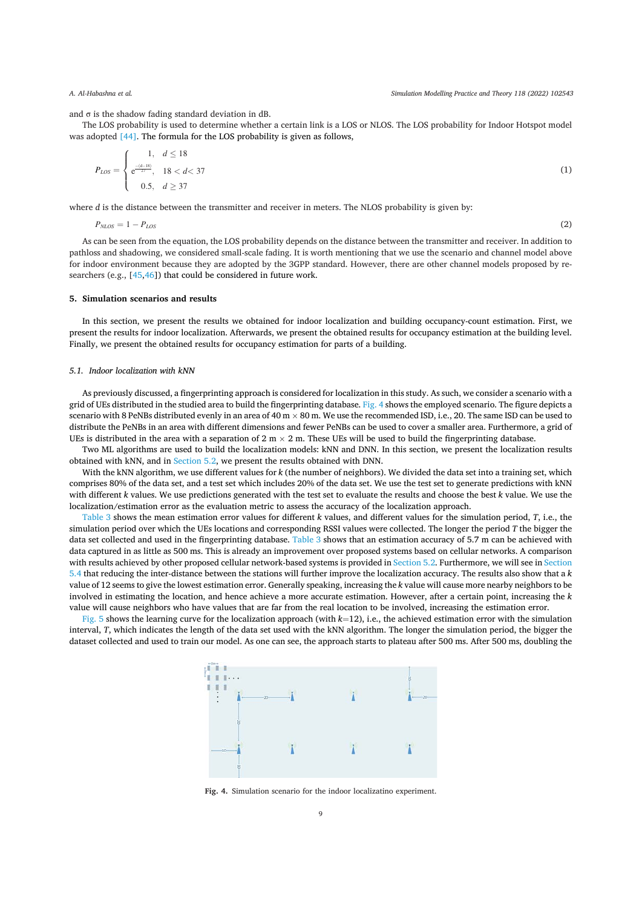and σ is the shadow fading standard deviation in dB.

The LOS probability is used to determine whether a certain link is a LOS or NLOS. The LOS probability for Indoor Hotspot model was adopted [44]. The formula for the LOS probability is given as follows,

$$P_{LOS} = \begin{cases} 1, & d \leq 18 \\ e^{\frac{-(d-18)}{27}}, & 18 < d < 37 \\ 0.5, & d \geq 37 \end{cases} \tag{1}$$

where $d$ is the distance between the transmitter and receiver in meters. The NLOS probability is given by:

$$P_{NLOS} = 1 - P_{LOS} \tag{2}$$

As can be seen from the equation, the LOS probability depends on the distance between the transmitter and receiver. In addition to pathloss and shadowing, we considered small-scale fading. It is worth mentioning that we use the scenario and channel model above for indoor environment because they are adopted by the 3GPP standard. However, there are other channel models proposed by researchers (e.g., [45,46]) that could be considered in future work.

## 5. Simulation scenarios and results

In this section, we present the results we obtained for indoor localization and building occupancy-count estimation. First, we present the results for indoor localization. Afterwards, we present the obtained results for occupancy estimation at the building level. Finally, we present the obtained results for occupancy estimation for parts of a building.

### 5.1. Indoor localization with kNN

As previously discussed, a fingerprinting approach is considered for localization in this study. As such, we consider a scenario with a grid of UEs distributed in the studied area to build the fingerprinting database. Fig. 4 shows the employed scenario. The figure depicts a scenario with 8 PeNBs distributed evenly in an area of 40 m × 80 m. We use the recommended ISD, i.e., 20. The same ISD can be used to distribute the PeNBs in an area with different dimensions and fewer PeNBs can be used to cover a smaller area. Furthermore, a grid of UEs is distributed in the area with a separation of 2 m × 2 m. These UEs will be used to build the fingerprinting database.

Two ML algorithms are used to build the localization models: kNN and DNN. In this section, we present the localization results obtained with kNN, and in Section 5.2, we present the results obtained with DNN.

With the kNN algorithm, we use different values for $k$ (the number of neighbors). We divided the data set into a training set, which comprises 80% of the data set, and a test set which includes 20% of the data set. We use the test set to generate predictions with kNN with different $k$ values. We use predictions generated with the test set to evaluate the results and choose the best $k$ value. We use the localization/estimation error as the evaluation metric to assess the accuracy of the localization approach.

Table 3 shows the mean estimation error values for different $k$ values, and different values for the simulation period, $T$, i.e., the simulation period over which the UEs locations and corresponding RSSI values were collected. The longer the period $T$ the bigger the data set collected and used in the fingerprinting database. Table 3 shows that an estimation accuracy of 5.7 m can be achieved with data captured in as little as 500 ms. This is already an improvement over proposed systems based on cellular networks. A comparison with results achieved by other proposed cellular network-based systems is provided in Section 5.2. Furthermore, we will see in Section 5.4 that reducing the inter-distance between the stations will further improve the localization accuracy. The results also show that a $k$ value of 12 seems to give the lowest estimation error. Generally speaking, increasing the $k$ value will cause more nearby neighbors to be involved in estimating the location, and hence achieve a more accurate estimation. However, after a certain point, increasing the $k$ value will cause neighbors who have values that are far from the real location to be involved, increasing the estimation error.

Fig. 5 shows the learning curve for the localization approach (with $k$=12), i.e., the achieved estimation error with the simulation interval, $T$, which indicates the length of the data set used with the kNN algorithm. The longer the simulation period, the bigger the dataset collected and used to train our model. As one can see, the approach starts to plateau after 500 ms. After 500 ms, doubling the

**Fig. 4.** Simulation scenario for the indoor localizatino experiment.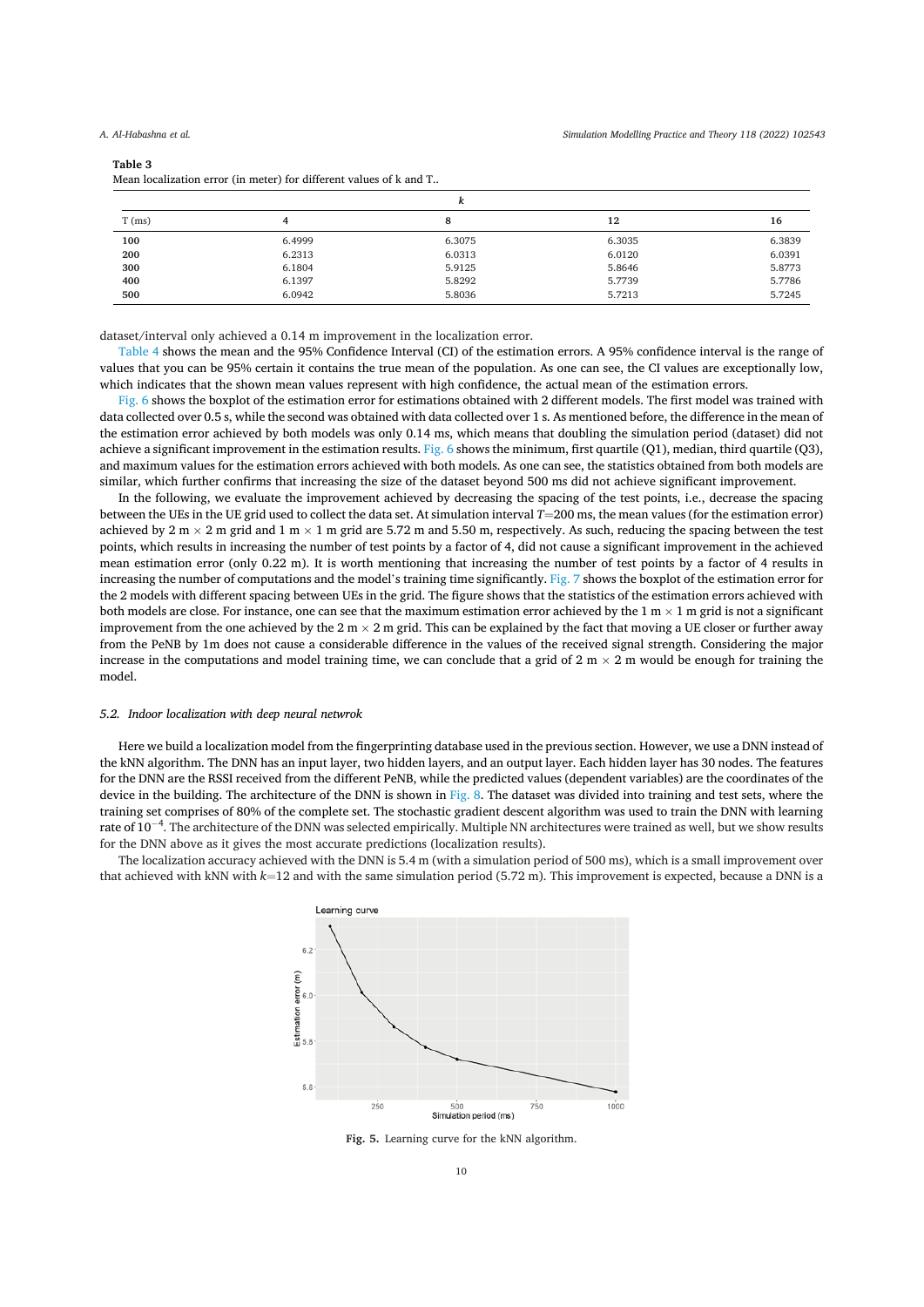**Table 3**
Mean localization error (in meter) for different values of k and T..

| | *k* | | | |
|---|---|---|---|---|
| T (ms) | 4 | 8 | 12 | 16 |
| **100** | 6.4999 | 6.3075 | 6.3035 | 6.3839 |
| **200** | 6.2313 | 6.0313 | 6.0120 | 6.0391 |
| **300** | 6.1804 | 5.9125 | 5.8646 | 5.8773 |
| **400** | 6.1397 | 5.8292 | 5.7739 | 5.7786 |
| **500** | 6.0942 | 5.8036 | 5.7213 | 5.7245 |

dataset/interval only achieved a 0.14 m improvement in the localization error.

Table 4 shows the mean and the 95% Confidence Interval (CI) of the estimation errors. A 95% confidence interval is the range of values that you can be 95% certain it contains the true mean of the population. As one can see, the CI values are exceptionally low, which indicates that the shown mean values represent with high confidence, the actual mean of the estimation errors.

Fig. 6 shows the boxplot of the estimation error for estimations obtained with 2 different models. The first model was trained with data collected over 0.5 s, while the second was obtained with data collected over 1 s. As mentioned before, the difference in the mean of the estimation error achieved by both models was only 0.14 ms, which means that doubling the simulation period (dataset) did not achieve a significant improvement in the estimation results. Fig. 6 shows the minimum, first quartile (Q1), median, third quartile (Q3), and maximum values for the estimation errors achieved with both models. As one can see, the statistics obtained from both models are similar, which further confirms that increasing the size of the dataset beyond 500 ms did not achieve significant improvement.

In the following, we evaluate the improvement achieved by decreasing the spacing of the test points, i.e., decrease the spacing between the UEs in the UE grid used to collect the data set. At simulation interval $T$=200 ms, the mean values (for the estimation error) achieved by 2 m $\times$ 2 m grid and 1 m $\times$ 1 m grid are 5.72 m and 5.50 m, respectively. As such, reducing the spacing between the test points, which results in increasing the number of test points by a factor of 4, did not cause a significant improvement in the achieved mean estimation error (only 0.22 m). It is worth mentioning that increasing the number of test points by a factor of 4 results in increasing the number of computations and the model's training time significantly. Fig. 7 shows the boxplot of the estimation error for the 2 models with different spacing between UEs in the grid. The figure shows that the statistics of the estimation errors achieved with both models are close. For instance, one can see that the maximum estimation error achieved by the 1 m $\times$ 1 m grid is not a significant improvement from the one achieved by the 2 m $\times$ 2 m grid. This can be explained by the fact that moving a UE closer or further away from the PeNB by 1m does not cause a considerable difference in the values of the received signal strength. Considering the major increase in the computations and model training time, we can conclude that a grid of 2 m $\times$ 2 m would be enough for training the model.

### 5.2. *Indoor localization with deep neural netwrok*

Here we build a localization model from the fingerprinting database used in the previous section. However, we use a DNN instead of the kNN algorithm. The DNN has an input layer, two hidden layers, and an output layer. Each hidden layer has 30 nodes. The features for the DNN are the RSSI received from the different PeNB, while the predicted values (dependent variables) are the coordinates of the device in the building. The architecture of the DNN is shown in Fig. 8. The dataset was divided into training and test sets, where the training set comprises of 80% of the complete set. The stochastic gradient descent algorithm was used to train the DNN with learning rate of $10^{-4}$. The architecture of the DNN was selected empirically. Multiple NN architectures were trained as well, but we show results for the DNN above as it gives the most accurate predictions (localization results).

The localization accuracy achieved with the DNN is 5.4 m (with a simulation period of 500 ms), which is a small improvement over that achieved with kNN with $k$=12 and with the same simulation period (5.72 m). This improvement is expected, because a DNN is a

**Fig. 5.** Learning curve for the kNN algorithm.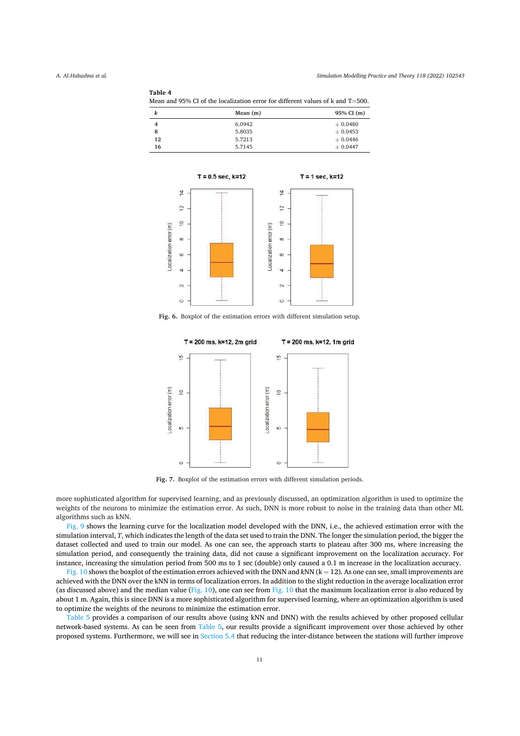**Table 4**
Mean and 95% CI of the localization error for different values of k and T=500.

| *k* | Mean (m) | 95% CI (m) |
|---|---|---|
| 4 | 6.0942 | ± 0.0480 |
| 8 | 5.8035 | ± 0.0453 |
| 12 | 5.7213 | ± 0.0446 |
| 16 | 5.7145 | ± 0.0447 |

**Fig. 6.** Boxplot of the estimation errors with different simulation setup.

**Fig. 7.** Boxplot of the estimation errors with different simulation periods.

more sophisticated algorithm for supervised learning, and as previously discussed, an optimization algorithm is used to optimize the weights of the neurons to minimize the estimation error. As such, DNN is more robust to noise in the training data than other ML algorithms such as kNN.

Fig. 9 shows the learning curve for the localization model developed with the DNN, i.e., the achieved estimation error with the simulation interval, *T*, which indicates the length of the data set used to train the DNN. The longer the simulation period, the bigger the dataset collected and used to train our model. As one can see, the approach starts to plateau after 300 ms, where increasing the simulation period, and consequently the training data, did not cause a significant improvement on the localization accuracy. For instance, increasing the simulation period from 500 ms to 1 sec (double) only caused a 0.1 m increase in the localization accuracy.

Fig. 10 shows the boxplot of the estimation errors achieved with the DNN and *k*NN ($k = 12$). As one can see, small improvements are achieved with the DNN over the kNN in terms of localization errors. In addition to the slight reduction in the average localization error (as discussed above) and the median value (Fig. 10), one can see from Fig. 10 that the maximum localization error is also reduced by about 1 m. Again, this is since DNN is a more sophisticated algorithm for supervised learning, where an optimization algorithm is used to optimize the weights of the neurons to minimize the estimation error.

Table 5 provides a comparison of our results above (using kNN and DNN) with the results achieved by other proposed cellular network-based systems. As can be seen from Table 5, our results provide a significant improvement over those achieved by other proposed systems. Furthermore, we will see in Section 5.4 that reducing the inter-distance between the stations will further improve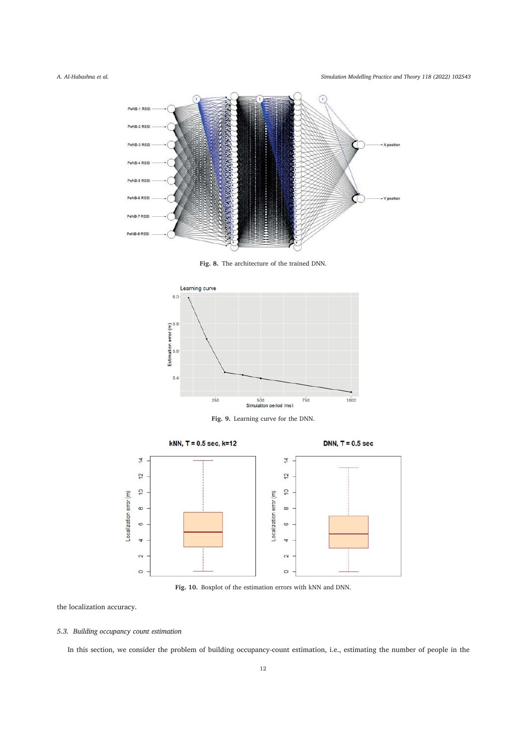Fig. 8. The architecture of the trained DNN.

Fig. 9. Learning curve for the DNN.

Fig. 10. Boxplot of the estimation errors with kNN and DNN.

the localization accuracy.

### 5.3. Building occupancy count estimation

In this section, we consider the problem of building occupancy-count estimation, i.e., estimating the number of people in the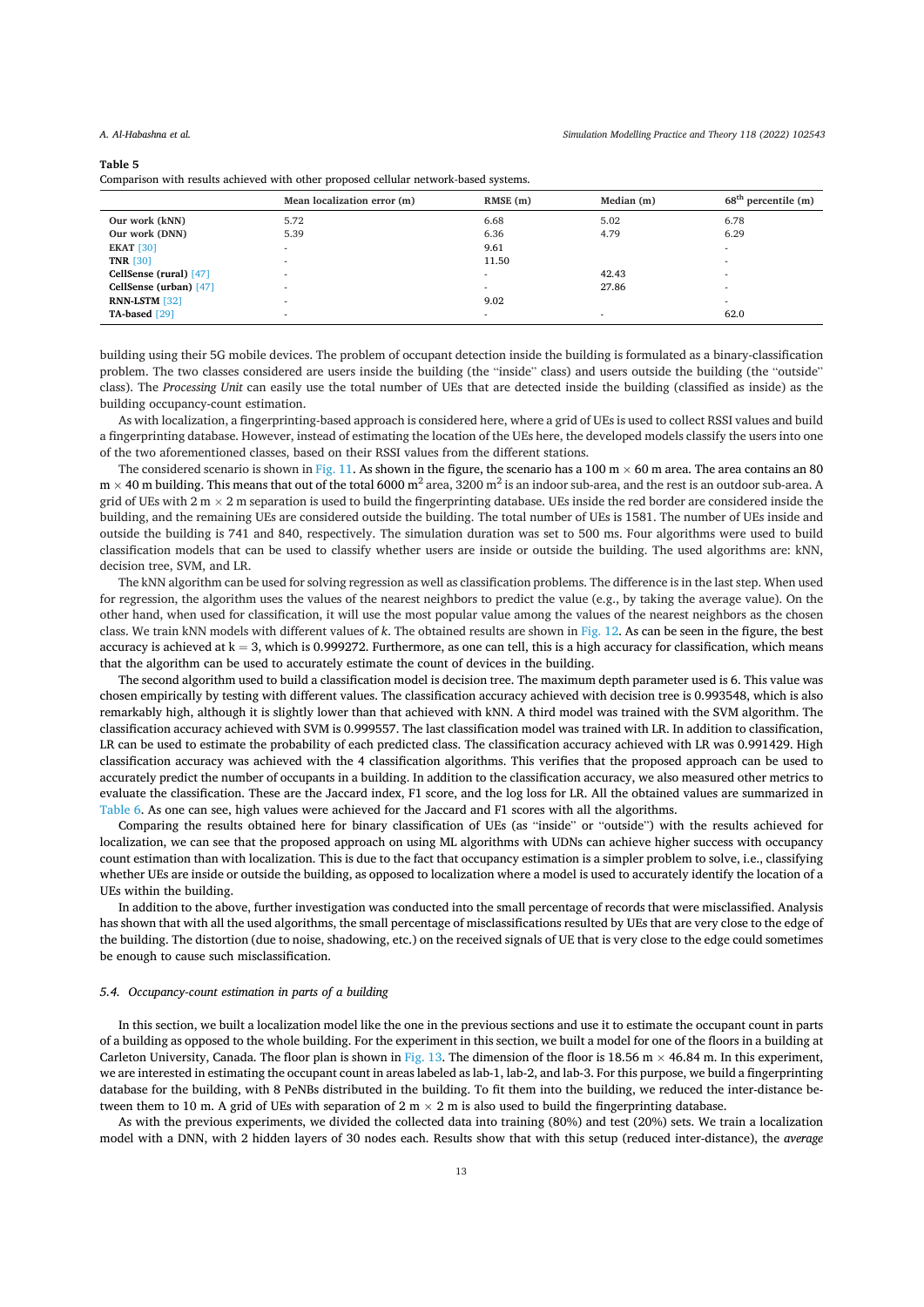**Table 5**
Comparison with results achieved with other proposed cellular network-based systems.

|  | Mean localization error (m) | RMSE (m) | Median (m) | $68^{th}$ percentile (m) |
|---|---|---|---|---|
| **Our work (kNN)** | 5.72 | 6.68 | 5.02 | 6.78 |
| **Our work (DNN)** | 5.39 | 6.36 | 4.79 | 6.29 |
| **EKAT** [30] | - | 9.61 |  | - |
| **TNR** [30] | - | 11.50 |  | - |
| **CellSense (rural)** [47] | - | - | 42.43 | - |
| **CellSense (urban)** [47] | - | - | 27.86 | - |
| **RNN-LSTM** [32] | - | 9.02 |  | - |
| **TA-based** [29] | - | - | - | 62.0 |

building using their 5G mobile devices. The problem of occupant detection inside the building is formulated as a binary-classification problem. The two classes considered are users inside the building (the "inside" class) and users outside the building (the "outside" class). The *Processing Unit* can easily use the total number of UEs that are detected inside the building (classified as inside) as the building occupancy-count estimation.

As with localization, a fingerprinting-based approach is considered here, where a grid of UEs is used to collect RSSI values and build a fingerprinting database. However, instead of estimating the location of the UEs here, the developed models classify the users into one of the two aforementioned classes, based on their RSSI values from the different stations.

The considered scenario is shown in Fig. 11. As shown in the figure, the scenario has a 100 m $\times$ 60 m area. The area contains an 80 m $\times$ 40 m building. This means that out of the total 6000 $m^2$ area, 3200 $m^2$ is an indoor sub-area, and the rest is an outdoor sub-area. A grid of UEs with 2 m $\times$ 2 m separation is used to build the fingerprinting database. UEs inside the red border are considered inside the building, and the remaining UEs are considered outside the building. The total number of UEs is 1581. The number of UEs inside and outside the building is 741 and 840, respectively. The simulation duration was set to 500 ms. Four algorithms were used to build classification models that can be used to classify whether users are inside or outside the building. The used algorithms are: kNN, decision tree, SVM, and LR.

The kNN algorithm can be used for solving regression as well as classification problems. The difference is in the last step. When used for regression, the algorithm uses the values of the nearest neighbors to predict the value (e.g., by taking the average value). On the other hand, when used for classification, it will use the most popular value among the values of the nearest neighbors as the chosen class. We train kNN models with different values of *k*. The obtained results are shown in Fig. 12. As can be seen in the figure, the best accuracy is achieved at $k = 3$, which is 0.999272. Furthermore, as one can tell, this is a high accuracy for classification, which means that the algorithm can be used to accurately estimate the count of devices in the building.

The second algorithm used to build a classification model is decision tree. The maximum depth parameter used is 6. This value was chosen empirically by testing with different values. The classification accuracy achieved with decision tree is 0.993548, which is also remarkably high, although it is slightly lower than that achieved with kNN. A third model was trained with the SVM algorithm. The classification accuracy achieved with SVM is 0.999557. The last classification model was trained with LR. In addition to classification, LR can be used to estimate the probability of each predicted class. The classification accuracy achieved with LR was 0.991429. High classification accuracy was achieved with the 4 classification algorithms. This verifies that the proposed approach can be used to accurately predict the number of occupants in a building. In addition to the classification accuracy, we also measured other metrics to evaluate the classification. These are the Jaccard index, F1 score, and the log loss for LR. All the obtained values are summarized in Table 6. As one can see, high values were achieved for the Jaccard and F1 scores with all the algorithms.

Comparing the results obtained here for binary classification of UEs (as "inside" or "outside") with the results achieved for localization, we can see that the proposed approach on using ML algorithms with UDNs can achieve higher success with occupancy count estimation than with localization. This is due to the fact that occupancy estimation is a simpler problem to solve, i.e., classifying whether UEs are inside or outside the building, as opposed to localization where a model is used to accurately identify the location of a UEs within the building.

In addition to the above, further investigation was conducted into the small percentage of records that were misclassified. Analysis has shown that with all the used algorithms, the small percentage of misclassifications resulted by UEs that are very close to the edge of the building. The distortion (due to noise, shadowing, etc.) on the received signals of UE that is very close to the edge could sometimes be enough to cause such misclassification.

### *5.4. Occupancy-count estimation in parts of a building*

In this section, we built a localization model like the one in the previous sections and use it to estimate the occupant count in parts of a building as opposed to the whole building. For the experiment in this section, we built a model for one of the floors in a building at Carleton University, Canada. The floor plan is shown in Fig. 13. The dimension of the floor is 18.56 m $\times$ 46.84 m. In this experiment, we are interested in estimating the occupant count in areas labeled as lab-1, lab-2, and lab-3. For this purpose, we build a fingerprinting database for the building, with 8 PeNBs distributed in the building. To fit them into the building, we reduced the inter-distance between them to 10 m. A grid of UEs with separation of 2 m $\times$ 2 m is also used to build the fingerprinting database.

As with the previous experiments, we divided the collected data into training (80%) and test (20%) sets. We train a localization model with a DNN, with 2 hidden layers of 30 nodes each. Results show that with this setup (reduced inter-distance), the *average*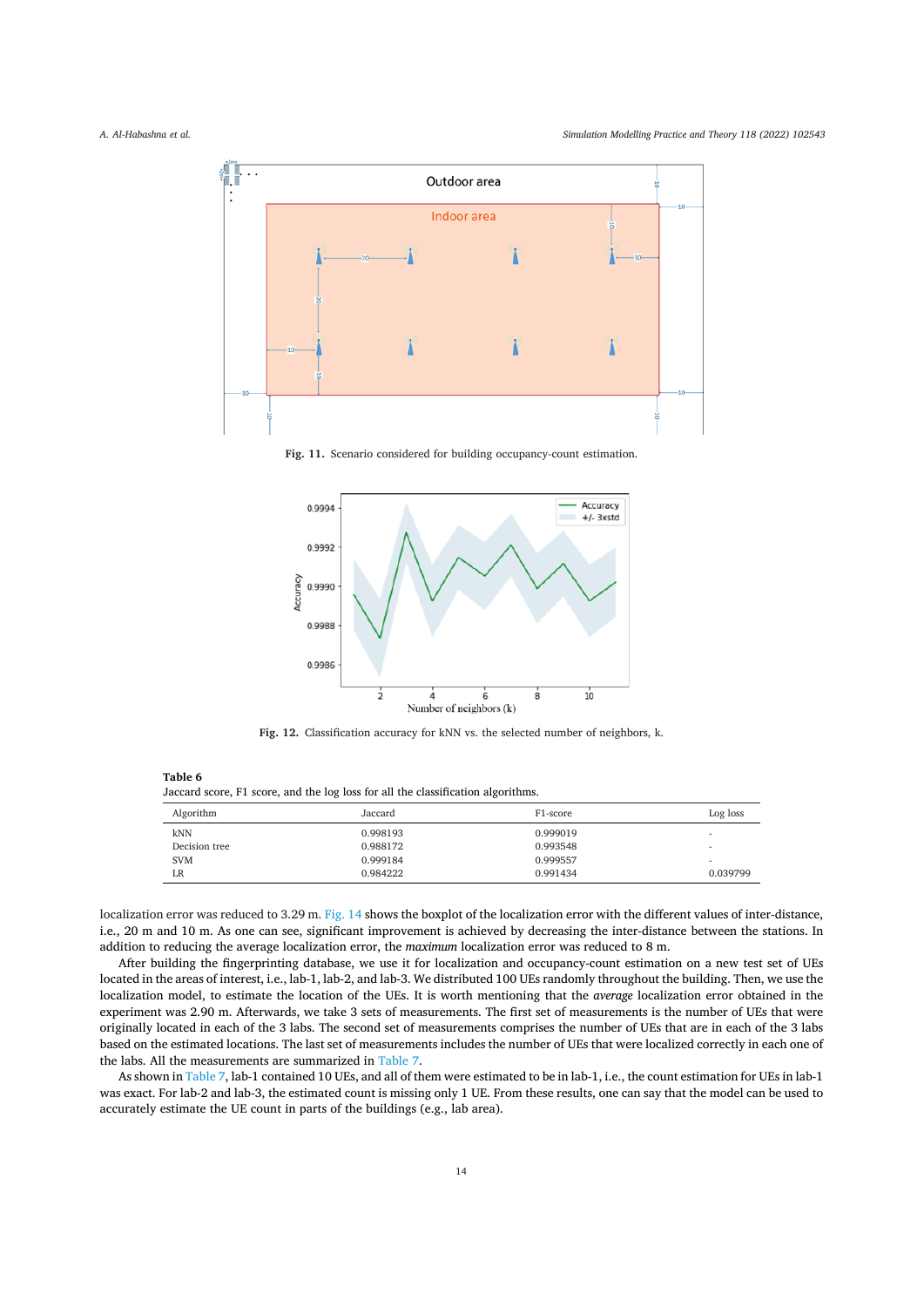Fig. 11. Scenario considered for building occupancy-count estimation.

Fig. 12. Classification accuracy for kNN vs. the selected number of neighbors, k.

**Table 6**
Jaccard score, F1 score, and the log loss for all the classification algorithms.

| Algorithm | Jaccard | F1-score | Log loss |
|---|---|---|---|
| kNN | 0.998193 | 0.999019 | - |
| Decision tree | 0.988172 | 0.993548 | - |
| SVM | 0.999184 | 0.999557 | - |
| LR | 0.984222 | 0.991434 | 0.039799 |

localization error was reduced to 3.29 m. Fig. 14 shows the boxplot of the localization error with the different values of inter-distance, i.e., 20 m and 10 m. As one can see, significant improvement is achieved by decreasing the inter-distance between the stations. In addition to reducing the average localization error, the *maximum* localization error was reduced to 8 m.

After building the fingerprinting database, we use it for localization and occupancy-count estimation on a new test set of UEs located in the areas of interest, i.e., lab-1, lab-2, and lab-3. We distributed 100 UEs randomly throughout the building. Then, we use the localization model, to estimate the location of the UEs. It is worth mentioning that the *average* localization error obtained in the experiment was 2.90 m. Afterwards, we take 3 sets of measurements. The first set of measurements is the number of UEs that were originally located in each of the 3 labs. The second set of measurements comprises the number of UEs that are in each of the 3 labs based on the estimated locations. The last set of measurements includes the number of UEs that were localized correctly in each one of the labs. All the measurements are summarized in Table 7.

As shown in Table 7, lab-1 contained 10 UEs, and all of them were estimated to be in lab-1, i.e., the count estimation for UEs in lab-1 was exact. For lab-2 and lab-3, the estimated count is missing only 1 UE. From these results, one can say that the model can be used to accurately estimate the UE count in parts of the buildings (e.g., lab area).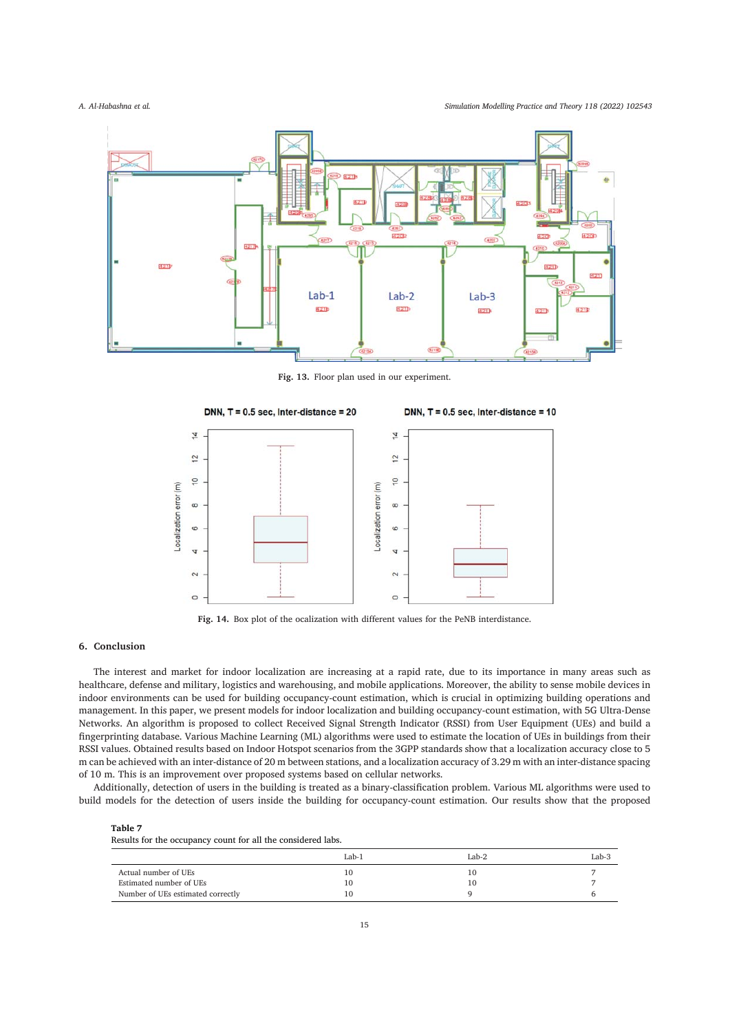Fig. 13. Floor plan used in our experiment.

Fig. 14. Box plot of the ocalization with different values for the PeNB interdistance.

## 6. Conclusion

The interest and market for indoor localization are increasing at a rapid rate, due to its importance in many areas such as healthcare, defense and military, logistics and warehousing, and mobile applications. Moreover, the ability to sense mobile devices in indoor environments can be used for building occupancy-count estimation, which is crucial in optimizing building operations and management. In this paper, we present models for indoor localization and building occupancy-count estimation, with 5G Ultra-Dense Networks. An algorithm is proposed to collect Received Signal Strength Indicator (RSSI) from User Equipment (UEs) and build a fingerprinting database. Various Machine Learning (ML) algorithms were used to estimate the location of UEs in buildings from their RSSI values. Obtained results based on Indoor Hotspot scenarios from the 3GPP standards show that a localization accuracy close to 5 m can be achieved with an inter-distance of 20 m between stations, and a localization accuracy of 3.29 m with an inter-distance spacing of 10 m. This is an improvement over proposed systems based on cellular networks.

Additionally, detection of users in the building is treated as a binary-classification problem. Various ML algorithms were used to build models for the detection of users inside the building for occupancy-count estimation. Our results show that the proposed

**Table 7**
Results for the occupancy count for all the considered labs.

| | Lab-1 | Lab-2 | Lab-3 |
|---|---|---|---|
| Actual number of UEs | 10 | 10 | 7 |
| Estimated number of UEs | 10 | 10 | 7 |
| Number of UEs estimated correctly | 10 | 9 | 6 |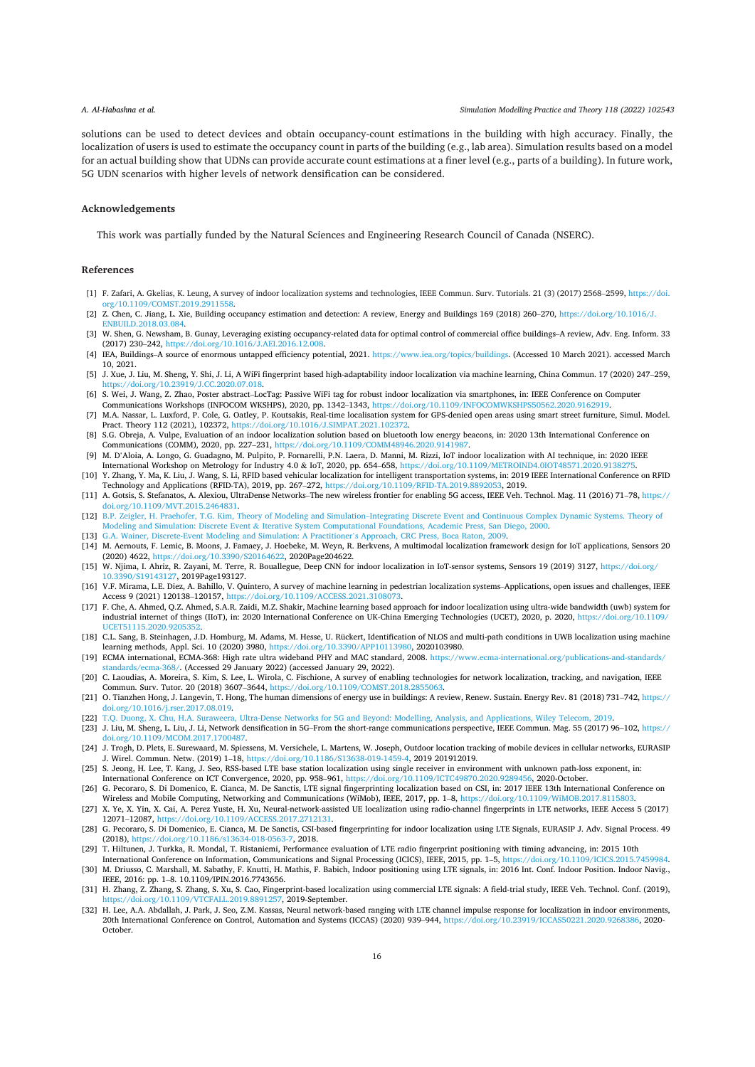solutions can be used to detect devices and obtain occupancy-count estimations in the building with high accuracy. Finally, the localization of users is used to estimate the occupancy count in parts of the building (e.g., lab area). Simulation results based on a model for an actual building show that UDNs can provide accurate count estimations at a finer level (e.g., parts of a building). In future work, 5G UDN scenarios with higher levels of network densification can be considered.

## Acknowledgements

This work was partially funded by the Natural Sciences and Engineering Research Council of Canada (NSERC).

## References

[1] F. Zafari, A. Gkelias, K. Leung, A survey of indoor localization systems and technologies, IEEE Commun. Surv. Tutorials. 21 (3) (2017) 2568–2599, https://doi.org/10.1109/COMST.2019.2911558.

[2] Z. Chen, C. Jiang, L. Xie, Building occupancy estimation and detection: A review, Energy and Buildings 169 (2018) 260–270, https://doi.org/10.1016/J.ENBUILD.2018.03.084.

[3] W. Shen, G. Newsham, B. Gunay, Leveraging existing occupancy-related data for optimal control of commercial office buildings–A review, Adv. Eng. Inform. 33 (2017) 230–242, https://doi.org/10.1016/J.AEI.2016.12.008.

[4] IEA, Buildings–A source of enormous untapped efficiency potential, 2021. https://www.iea.org/topics/buildings. (Accessed 10 March 2021). accessed March 10, 2021.

[5] J. Xue, J. Liu, M. Sheng, Y. Shi, J. Li, A WiFi fingerprint based high-adaptability indoor localization via machine learning, China Commun. 17 (2020) 247–259, https://doi.org/10.23919/J.CC.2020.07.018.

[6] S. Wei, J. Wang, Z. Zhao, Poster abstract–LocTag: Passive WiFi tag for robust indoor localization via smartphones, in: IEEE Conference on Computer Communications Workshops (INFOCOM WKSHPS), 2020, pp. 1342–1343, https://doi.org/10.1109/INFOCOMWKSHPS50562.2020.9162919.

[7] M.A. Nassar, L. Luxford, P. Cole, G. Oatley, P. Koutsakis, Real-time localisation system for GPS-denied open areas using smart street furniture, Simul. Model. Pract. Theory 112 (2021), 102372, https://doi.org/10.1016/J.SIMPAT.2021.102372.

[8] S.G. Obreja, A. Vulpe, Evaluation of an indoor localization solution based on bluetooth low energy beacons, in: 2020 13th International Conference on Communications (COMM), 2020, pp. 227–231, https://doi.org/10.1109/COMM48946.2020.9141987.

[9] M. D'Aloia, A. Longo, G. Guadagno, M. Pulpito, P. Fornarelli, P.N. Laera, D. Manni, M. Rizzi, IoT indoor localization with AI technique, in: 2020 IEEE International Workshop on Metrology for Industry 4.0 & IoT, 2020, pp. 654–658, https://doi.org/10.1109/METROIND4.0IOT48571.2020.9138275.

[10] Y. Zhang, Y. Ma, K. Liu, J. Wang, S. Li, RFID based vehicular localization for intelligent transportation systems, in: 2019 IEEE International Conference on RFID Technology and Applications (RFID-TA), 2019, pp. 267–272, https://doi.org/10.1109/RFID-TA.2019.8892053, 2019.

[11] A. Gotsis, S. Stefanatos, A. Alexiou, UltraDense Networks–The new wireless frontier for enabling 5G access, IEEE Veh. Technol. Mag. 11 (2016) 71–78, https://doi.org/10.1109/MVT.2015.2464831.

[12] B.P. Zeigler, H. Praehofer, T.G. Kim, Theory of Modeling and Simulation–Integrating Discrete Event and Continuous Complex Dynamic Systems. Theory of Modeling and Simulation: Discrete Event & Iterative System Computational Foundations, Academic Press, San Diego, 2000.

[13] G.A. Wainer, Discrete-Event Modeling and Simulation: A Practitioner's Approach, CRC Press, Boca Raton, 2009.

[14] M. Aernouts, F. Lemic, B. Moons, J. Famaey, J. Hoebeke, M. Weyn, R. Berkvens, A multimodal localization framework design for IoT applications, Sensors 20 (2020) 4622, https://doi.org/10.3390/S20164622, 2020Page204622.

[15] W. Njima, I. Ahriz, R. Zayani, M. Terre, R. Bouallegue, Deep CNN for indoor localization in IoT-sensor systems, Sensors 19 (2019) 3127, https://doi.org/10.3390/S19143127, 2019Page193127.

[16] V.F. Mirama, L.E. Diez, A. Bahillo, V. Quintero, A survey of machine learning in pedestrian localization systems–Applications, open issues and challenges, IEEE Access 9 (2021) 120138–120157, https://doi.org/10.1109/ACCESS.2021.3108073.

[17] F. Che, A. Ahmed, Q.Z. Ahmed, S.A.R. Zaidi, M.Z. Shakir, Machine learning based approach for indoor localization using ultra-wide bandwidth (uwb) system for industrial internet of things (IIoT), in: 2020 International Conference on UK-China Emerging Technologies (UCET), 2020, p. 2020, https://doi.org/10.1109/UCET51115.2020.9205352.

[18] C.L. Sang, B. Steinhagen, J.D. Homburg, M. Adams, M. Hesse, U. Rückert, Identification of NLOS and multi-path conditions in UWB localization using machine learning methods, Appl. Sci. 10 (2020) 3980, https://doi.org/10.3390/APP10113980, 2020103980.

[19] ECMA international, ECMA-368: High rate ultra wideband PHY and MAC standard, 2008. https://www.ecma-international.org/publications-and-standards/standards/ecma-368/. (Accessed 29 January 2022) (accessed January 29, 2022).

[20] C. Laoudias, A. Moreira, S. Kim, S. Lee, L. Wirola, C. Fischione, A survey of enabling technologies for network localization, tracking, and navigation, IEEE Commun. Surv. Tutor. 20 (2018) 3607–3644, https://doi.org/10.1109/COMST.2018.2855063.

[21] O. Tianzhen Hong, J. Langevin, T. Hong, The human dimensions of energy use in buildings: A review, Renew. Sustain. Energy Rev. 81 (2018) 731–742, https://doi.org/10.1016/j.rser.2017.08.019.

[22] T.Q. Duong, X. Chu, H.A. Suraweera, Ultra-Dense Networks for 5G and Beyond: Modelling, Analysis, and Applications, Wiley Telecom, 2019.

[23] J. Liu, M. Sheng, L. Liu, J. Li, Network densification in 5G–From the short-range communications perspective, IEEE Commun. Mag. 55 (2017) 96–102, https://doi.org/10.1109/MCOM.2017.1700487.

[24] J. Trogh, D. Plets, E. Surewaard, M. Spiessens, M. Versichele, L. Martens, W. Joseph, Outdoor location tracking of mobile devices in cellular networks, EURASIP J. Wirel. Commun. Netw. (2019) 1–18, https://doi.org/10.1186/S13638-019-1459-4, 2019 201912019.

[25] S. Jeong, H. Lee, T. Kang, J. Seo, RSS-based LTE base station localization using single receiver in environment with unknown path-loss exponent, in: International Conference on ICT Convergence, 2020, pp. 958–961, https://doi.org/10.1109/ICTC49870.2020.9289456, 2020-October.

[26] G. Pecoraro, S. Di Domenico, E. Cianca, M. De Sanctis, LTE signal fingerprinting localization based on CSI, in: 2017 IEEE 13th International Conference on Wireless and Mobile Computing, Networking and Communications (WiMob), IEEE, 2017, pp. 1–8, https://doi.org/10.1109/WiMOB.2017.8115803.

[27] X. Ye, X. Yin, X. Cai, A. Perez Yuste, H. Xu, Neural-network-assisted UE localization using radio-channel fingerprints in LTE networks, IEEE Access 5 (2017) 12071–12087, https://doi.org/10.1109/ACCESS.2017.2712131.

[28] G. Pecoraro, S. Di Domenico, E. Cianca, M. De Sanctis, CSI-based fingerprinting for indoor localization using LTE Signals, EURASIP J. Adv. Signal Process. 49 (2018), https://doi.org/10.1186/s13634-018-0563-7, 2018.

[29] T. Hiltunen, J. Turkka, R. Mondal, T. Ristaniemi, Performance evaluation of LTE radio fingerprint positioning with timing advancing, in: 2015 10th International Conference on Information, Communications and Signal Processing (ICICS), IEEE, 2015, pp. 1–5, https://doi.org/10.1109/ICICS.2015.7459984.

[30] M. Driusso, C. Marshall, M. Sabathy, F. Knutti, H. Mathis, F. Babich, Indoor positioning using LTE signals, in: 2016 Int. Conf. Indoor Position. Indoor Navig., IEEE, 2016: pp. 1–8. 10.1109/IPIN.2016.7743656.

[31] H. Zhang, Z. Zhang, S. Zhang, S. Xu, S. Cao, Fingerprint-based localization using commercial LTE signals: A field-trial study, IEEE Veh. Technol. Conf. (2019), https://doi.org/10.1109/VTCFALL.2019.8891257, 2019-September.

[32] H. Lee, A.A. Abdallah, J. Park, J. Seo, Z.M. Kassas, Neural network-based ranging with LTE channel impulse response for localization in indoor environments, 20th International Conference on Control, Automation and Systems (ICCAS) (2020) 939–944, https://doi.org/10.23919/ICCAS50221.2020.9268386, 2020-October.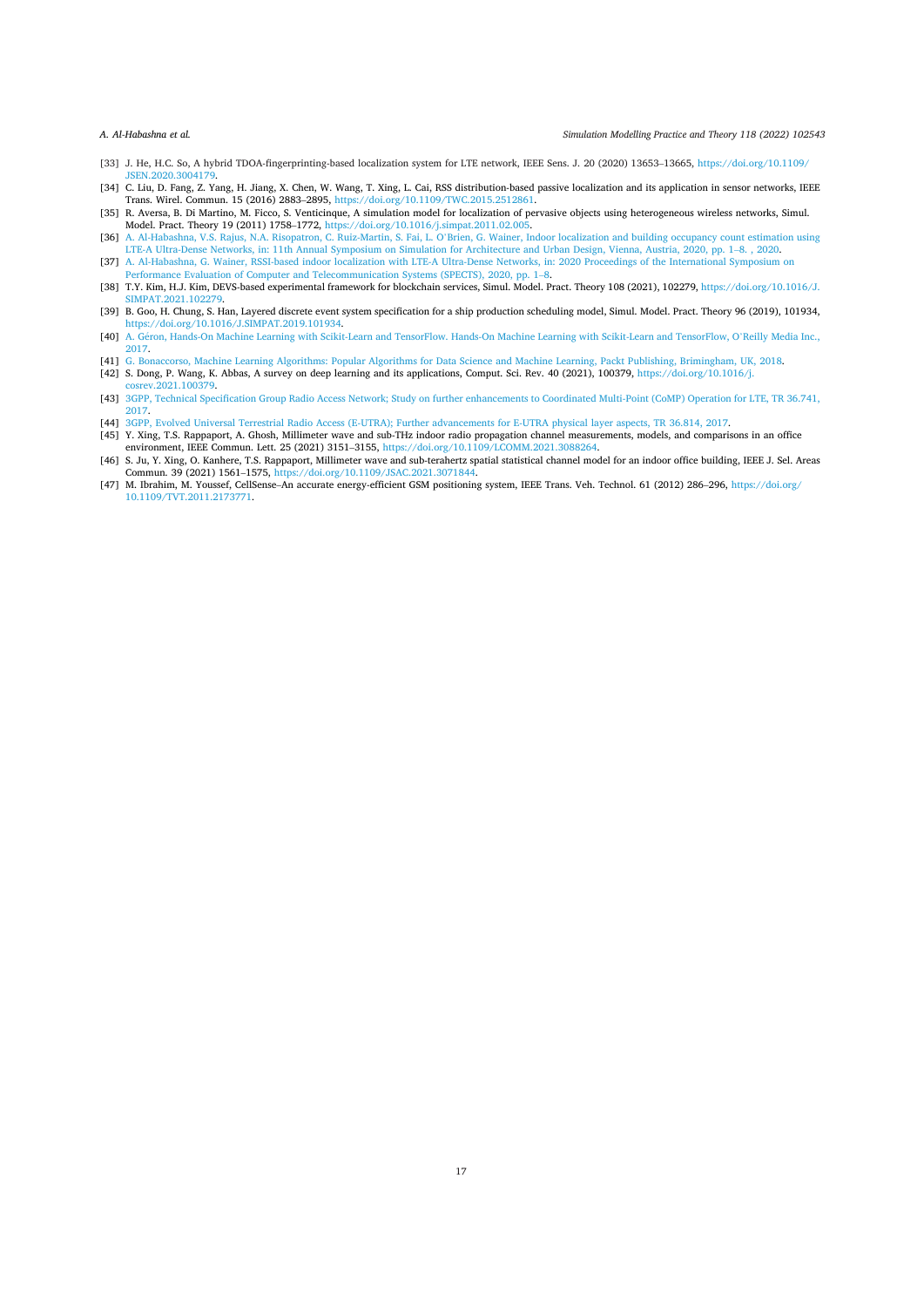[33] J. He, H.C. So, A hybrid TDOA-fingerprinting-based localization system for LTE network, IEEE Sens. J. 20 (2020) 13653–13665, https://doi.org/10.1109/JSEN.2020.3004179.

[34] C. Liu, D. Fang, Z. Yang, H. Jiang, X. Chen, W. Wang, T. Xing, L. Cai, RSS distribution-based passive localization and its application in sensor networks, IEEE Trans. Wirel. Commun. 15 (2016) 2883–2895, https://doi.org/10.1109/TWC.2015.2512861.

[35] R. Aversa, B. Di Martino, M. Ficco, S. Venticinque, A simulation model for localization of pervasive objects using heterogeneous wireless networks, Simul. Model. Pract. Theory 19 (2011) 1758–1772, https://doi.org/10.1016/j.simpat.2011.02.005.

[36] A. Al-Habashna, V.S. Rajus, N.A. Risopatron, C. Ruiz-Martin, S. Fai, L. O'Brien, G. Wainer, Indoor localization and building occupancy count estimation using LTE-A Ultra-Dense Networks, in: 11th Annual Symposium on Simulation for Architecture and Urban Design, Vienna, Austria, 2020, pp. 1–8. , 2020.

[37] A. Al-Habashna, G. Wainer, RSSI-based indoor localization with LTE-A Ultra-Dense Networks, in: 2020 Proceedings of the International Symposium on Performance Evaluation of Computer and Telecommunication Systems (SPECTS), 2020, pp. 1–8.

[38] T.Y. Kim, H.J. Kim, DEVS-based experimental framework for blockchain services, Simul. Model. Pract. Theory 108 (2021), 102279, https://doi.org/10.1016/J.SIMPAT.2021.102279.

[39] B. Goo, H. Chung, S. Han, Layered discrete event system specification for a ship production scheduling model, Simul. Model. Pract. Theory 96 (2019), 101934, https://doi.org/10.1016/J.SIMPAT.2019.101934.

[40] A. Géron, Hands-On Machine Learning with Scikit-Learn and TensorFlow. Hands-On Machine Learning with Scikit-Learn and TensorFlow, O'Reilly Media Inc., 2017.

[41] G. Bonaccorso, Machine Learning Algorithms: Popular Algorithms for Data Science and Machine Learning, Packt Publishing, Brimingham, UK, 2018.

[42] S. Dong, P. Wang, K. Abbas, A survey on deep learning and its applications, Comput. Sci. Rev. 40 (2021), 100379, https://doi.org/10.1016/j.cosrev.2021.100379.

[43] 3GPP, Technical Specification Group Radio Access Network; Study on further enhancements to Coordinated Multi-Point (CoMP) Operation for LTE, TR 36.741, 2017.

[44] 3GPP, Evolved Universal Terrestrial Radio Access (E-UTRA); Further advancements for E-UTRA physical layer aspects, TR 36.814, 2017.

[45] Y. Xing, T.S. Rappaport, A. Ghosh, Millimeter wave and sub-THz indoor radio propagation channel measurements, models, and comparisons in an office environment, IEEE Commun. Lett. 25 (2021) 3151–3155, https://doi.org/10.1109/LCOMM.2021.3088264.

[46] S. Ju, Y. Xing, O. Kanhere, T.S. Rappaport, Millimeter wave and sub-terahertz spatial statistical channel model for an indoor office building, IEEE J. Sel. Areas Commun. 39 (2021) 1561–1575, https://doi.org/10.1109/JSAC.2021.3071844.

[47] M. Ibrahim, M. Youssef, CellSense–An accurate energy-efficient GSM positioning system, IEEE Trans. Veh. Technol. 61 (2012) 286–296, https://doi.org/10.1109/TVT.2011.2173771.